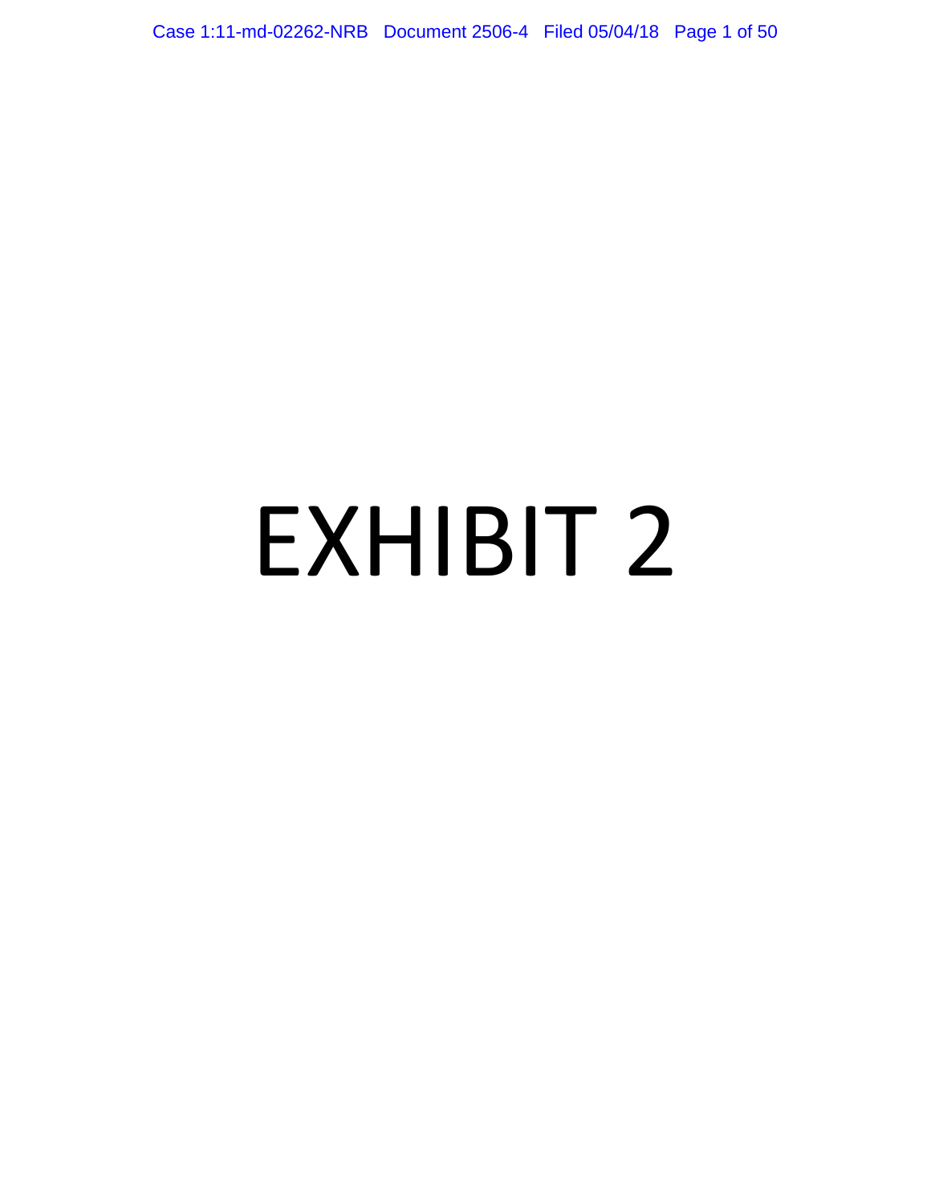# EXHIBIT 2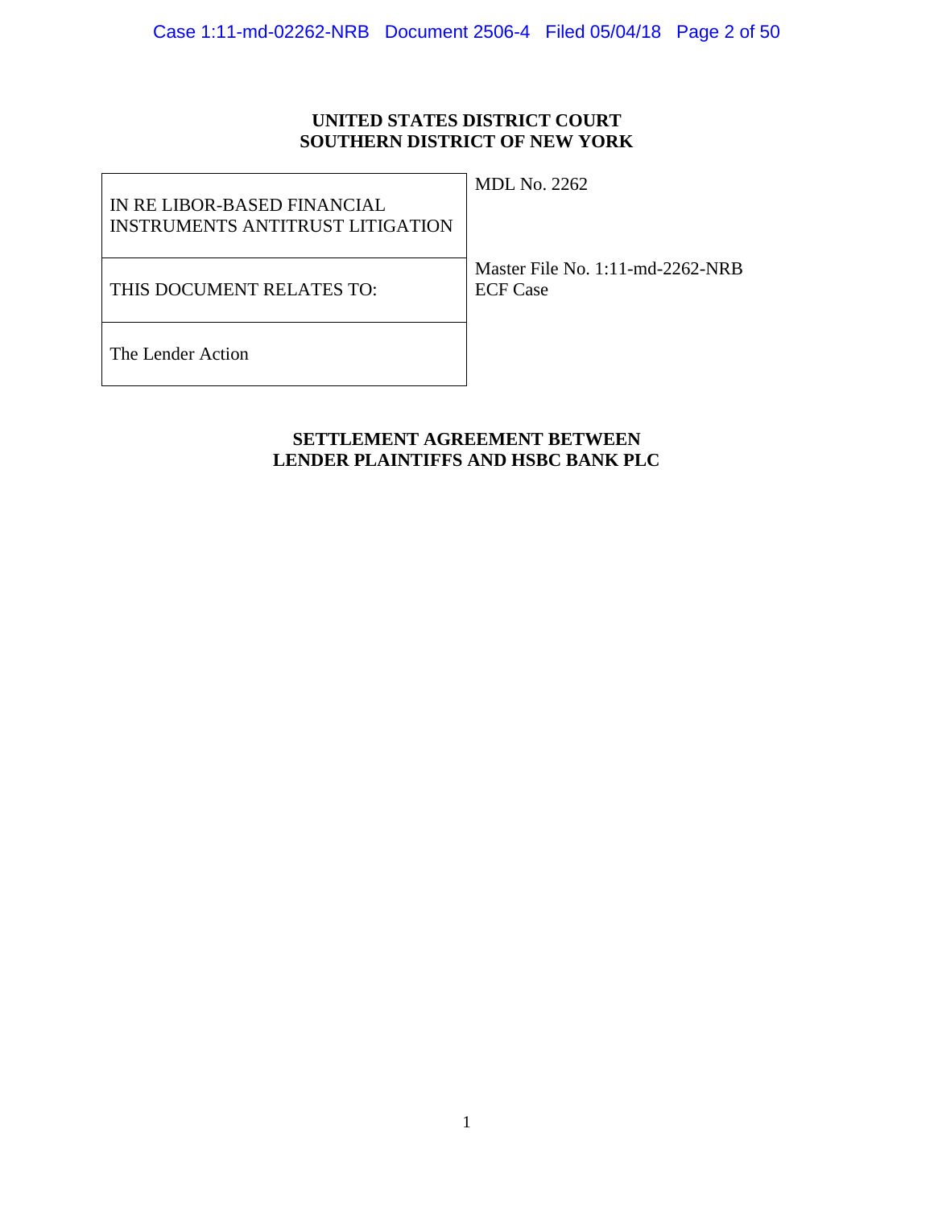**UNITED STATES DISTRICT COURT**
**SOUTHERN DISTRICT OF NEW YORK**

| | |
|---|---|
| IN RE LIBOR-BASED FINANCIAL INSTRUMENTS ANTITRUST LITIGATION | MDL No. 2262 |
| THIS DOCUMENT RELATES TO: | Master File No. 1:11-md-2262-NRB<br>ECF Case |
| The Lender Action | |

**SETTLEMENT AGREEMENT BETWEEN**
**LENDER PLAINTIFFS AND HSBC BANK PLC**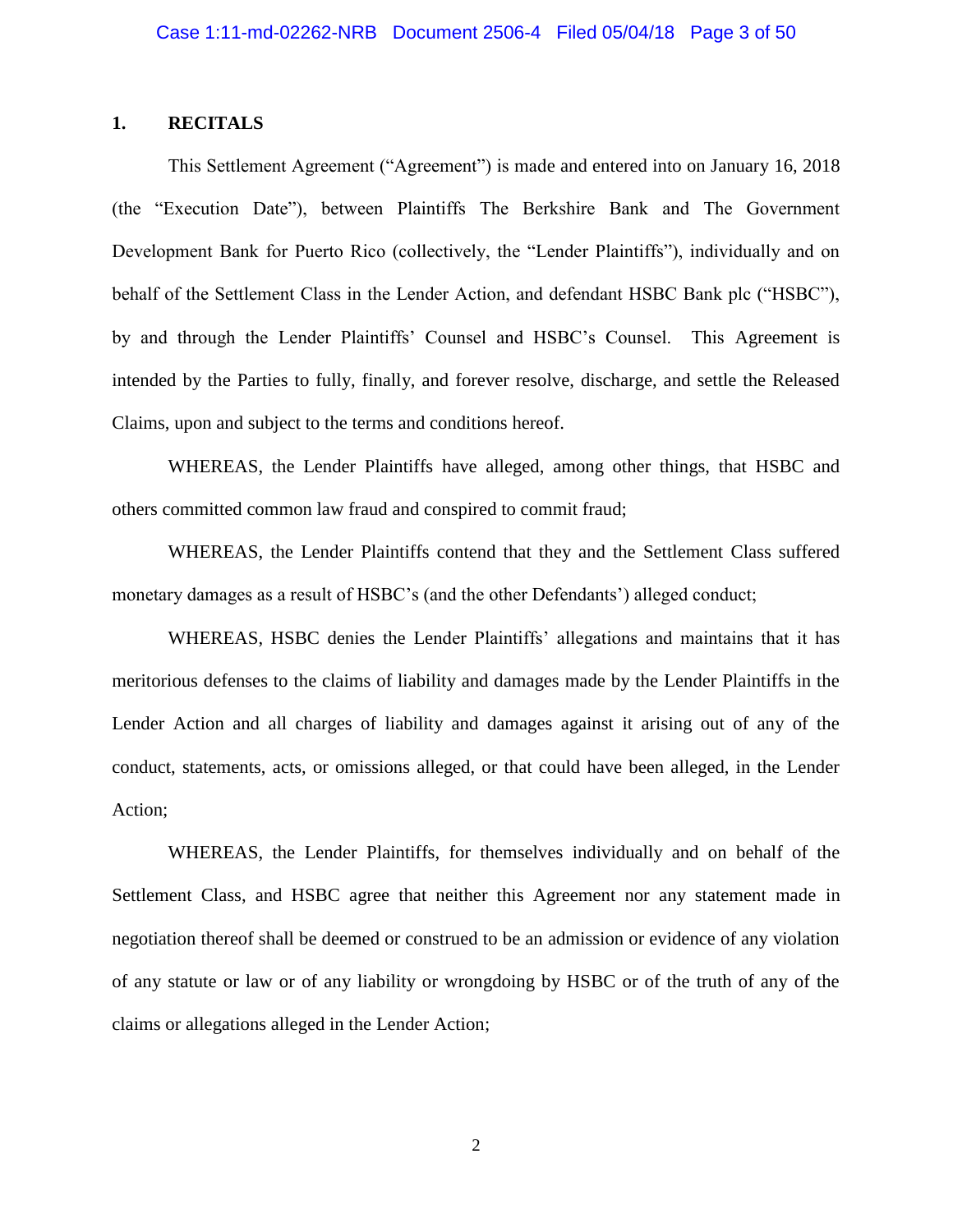## 1. RECITALS

This Settlement Agreement ("Agreement") is made and entered into on January 16, 2018 (the "Execution Date"), between Plaintiffs The Berkshire Bank and The Government Development Bank for Puerto Rico (collectively, the "Lender Plaintiffs"), individually and on behalf of the Settlement Class in the Lender Action, and defendant HSBC Bank plc ("HSBC"), by and through the Lender Plaintiffs' Counsel and HSBC's Counsel. This Agreement is intended by the Parties to fully, finally, and forever resolve, discharge, and settle the Released Claims, upon and subject to the terms and conditions hereof.

WHEREAS, the Lender Plaintiffs have alleged, among other things, that HSBC and others committed common law fraud and conspired to commit fraud;

WHEREAS, the Lender Plaintiffs contend that they and the Settlement Class suffered monetary damages as a result of HSBC's (and the other Defendants') alleged conduct;

WHEREAS, HSBC denies the Lender Plaintiffs' allegations and maintains that it has meritorious defenses to the claims of liability and damages made by the Lender Plaintiffs in the Lender Action and all charges of liability and damages against it arising out of any of the conduct, statements, acts, or omissions alleged, or that could have been alleged, in the Lender Action;

WHEREAS, the Lender Plaintiffs, for themselves individually and on behalf of the Settlement Class, and HSBC agree that neither this Agreement nor any statement made in negotiation thereof shall be deemed or construed to be an admission or evidence of any violation of any statute or law or of any liability or wrongdoing by HSBC or of the truth of any of the claims or allegations alleged in the Lender Action;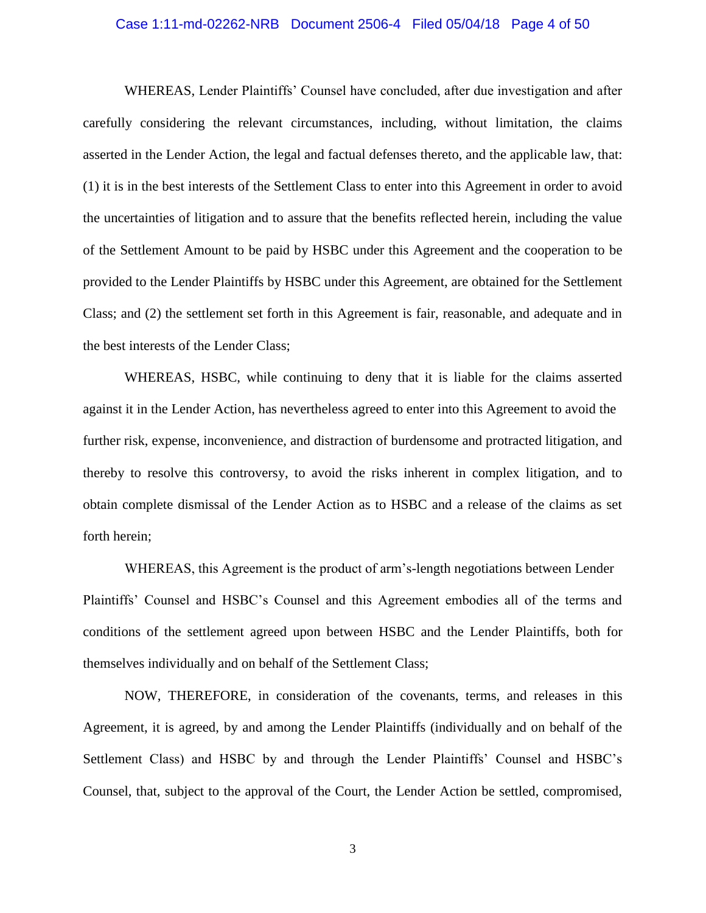WHEREAS, Lender Plaintiffs' Counsel have concluded, after due investigation and after carefully considering the relevant circumstances, including, without limitation, the claims asserted in the Lender Action, the legal and factual defenses thereto, and the applicable law, that: (1) it is in the best interests of the Settlement Class to enter into this Agreement in order to avoid the uncertainties of litigation and to assure that the benefits reflected herein, including the value of the Settlement Amount to be paid by HSBC under this Agreement and the cooperation to be provided to the Lender Plaintiffs by HSBC under this Agreement, are obtained for the Settlement Class; and (2) the settlement set forth in this Agreement is fair, reasonable, and adequate and in the best interests of the Lender Class;

WHEREAS, HSBC, while continuing to deny that it is liable for the claims asserted against it in the Lender Action, has nevertheless agreed to enter into this Agreement to avoid the further risk, expense, inconvenience, and distraction of burdensome and protracted litigation, and thereby to resolve this controversy, to avoid the risks inherent in complex litigation, and to obtain complete dismissal of the Lender Action as to HSBC and a release of the claims as set forth herein;

WHEREAS, this Agreement is the product of arm's-length negotiations between Lender Plaintiffs' Counsel and HSBC's Counsel and this Agreement embodies all of the terms and conditions of the settlement agreed upon between HSBC and the Lender Plaintiffs, both for themselves individually and on behalf of the Settlement Class;

NOW, THEREFORE, in consideration of the covenants, terms, and releases in this Agreement, it is agreed, by and among the Lender Plaintiffs (individually and on behalf of the Settlement Class) and HSBC by and through the Lender Plaintiffs' Counsel and HSBC's Counsel, that, subject to the approval of the Court, the Lender Action be settled, compromised,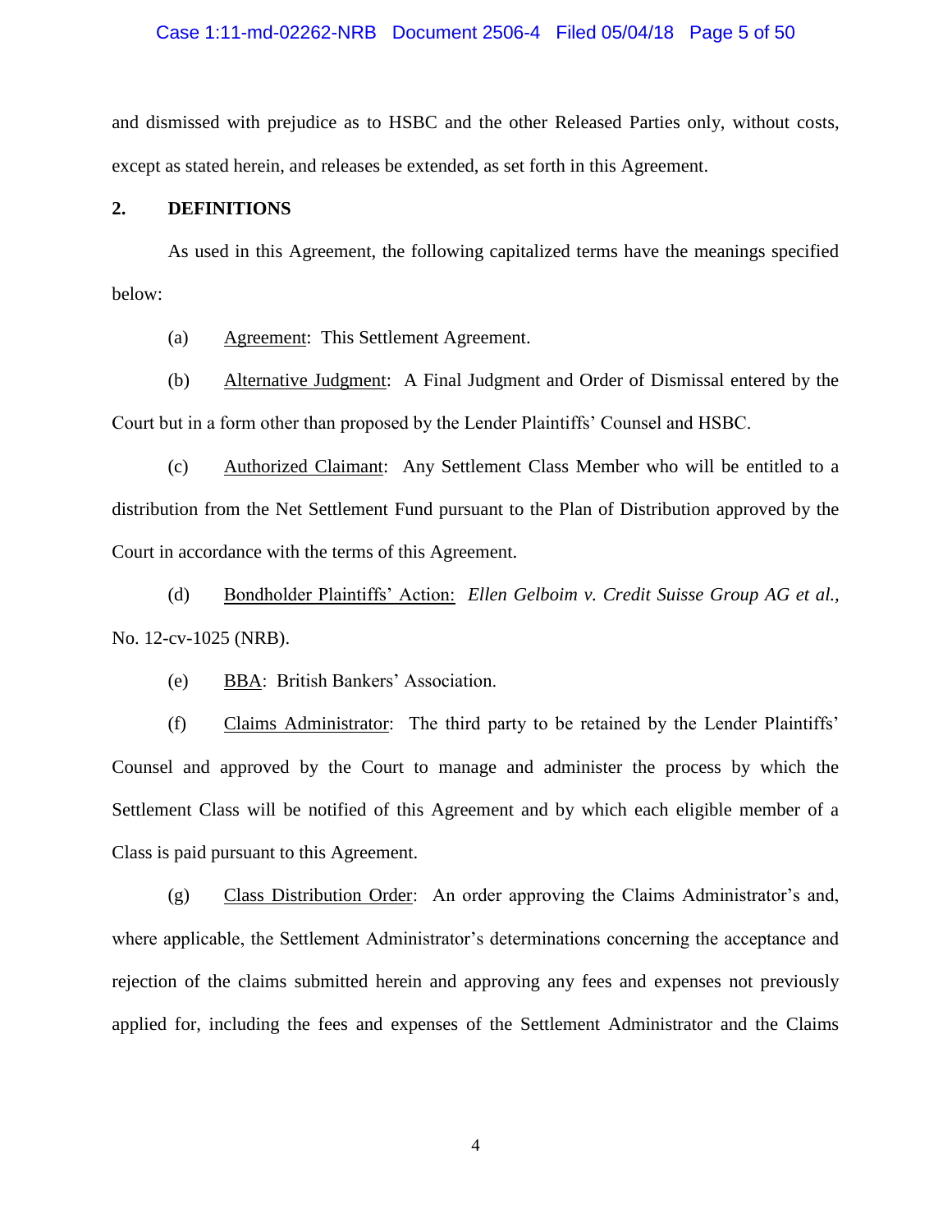and dismissed with prejudice as to HSBC and the other Released Parties only, without costs, except as stated herein, and releases be extended, as set forth in this Agreement.

## 2. DEFINITIONS

As used in this Agreement, the following capitalized terms have the meanings specified below:

(a) Agreement: This Settlement Agreement.

(b) Alternative Judgment: A Final Judgment and Order of Dismissal entered by the Court but in a form other than proposed by the Lender Plaintiffs' Counsel and HSBC.

(c) Authorized Claimant: Any Settlement Class Member who will be entitled to a distribution from the Net Settlement Fund pursuant to the Plan of Distribution approved by the Court in accordance with the terms of this Agreement.

(d) Bondholder Plaintiffs' Action: *Ellen Gelboim v. Credit Suisse Group AG et al.*, No. 12-cv-1025 (NRB).

(e) BBA: British Bankers' Association.

(f) Claims Administrator: The third party to be retained by the Lender Plaintiffs' Counsel and approved by the Court to manage and administer the process by which the Settlement Class will be notified of this Agreement and by which each eligible member of a Class is paid pursuant to this Agreement.

(g) Class Distribution Order: An order approving the Claims Administrator's and, where applicable, the Settlement Administrator's determinations concerning the acceptance and rejection of the claims submitted herein and approving any fees and expenses not previously applied for, including the fees and expenses of the Settlement Administrator and the Claims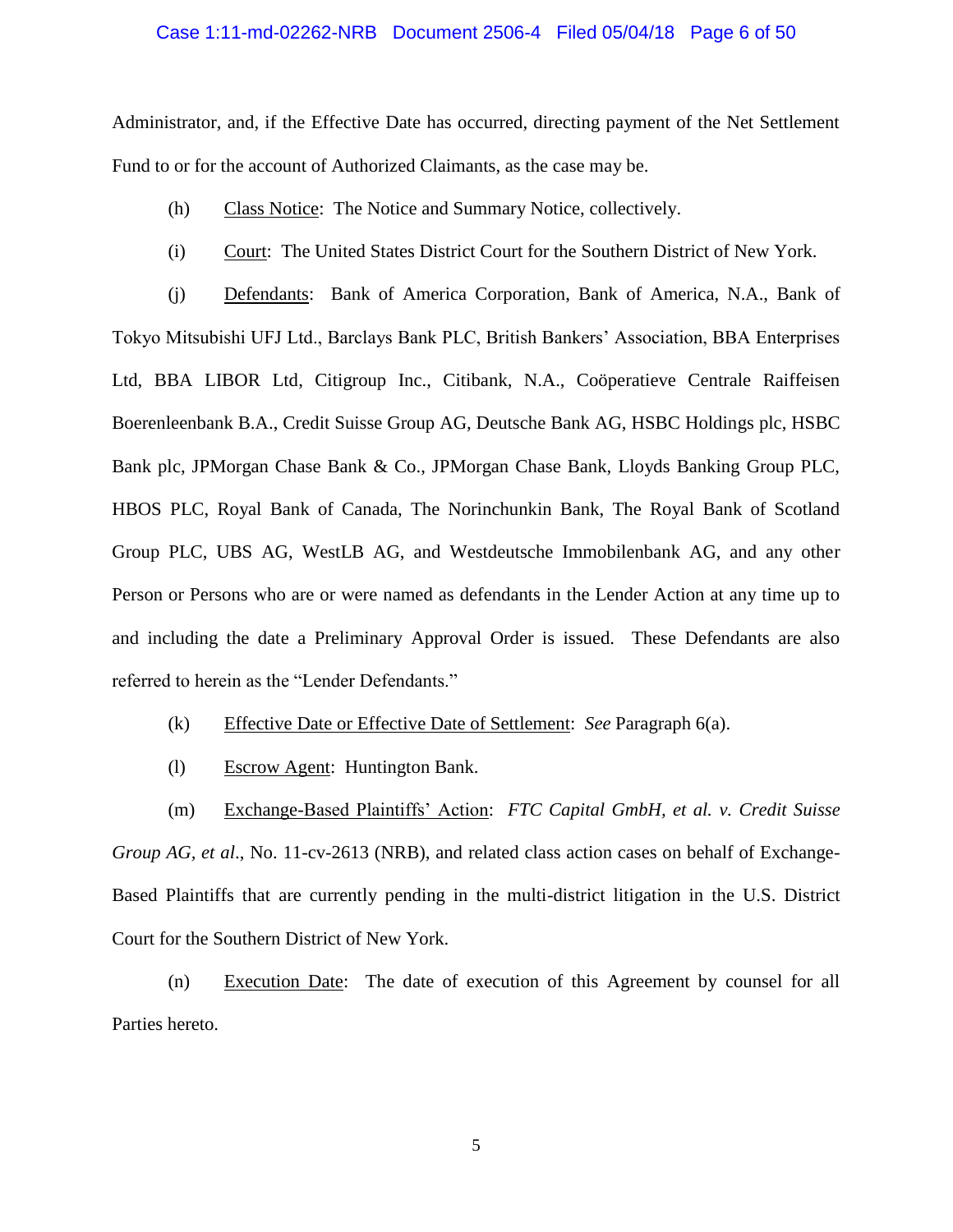Administrator, and, if the Effective Date has occurred, directing payment of the Net Settlement Fund to or for the account of Authorized Claimants, as the case may be.

(h) Class Notice: The Notice and Summary Notice, collectively.

(i) Court: The United States District Court for the Southern District of New York.

(j) Defendants: Bank of America Corporation, Bank of America, N.A., Bank of Tokyo Mitsubishi UFJ Ltd., Barclays Bank PLC, British Bankers' Association, BBA Enterprises Ltd, BBA LIBOR Ltd, Citigroup Inc., Citibank, N.A., Coöperatieve Centrale Raiffeisen Boerenleenbank B.A., Credit Suisse Group AG, Deutsche Bank AG, HSBC Holdings plc, HSBC Bank plc, JPMorgan Chase Bank & Co., JPMorgan Chase Bank, Lloyds Banking Group PLC, HBOS PLC, Royal Bank of Canada, The Norinchunkin Bank, The Royal Bank of Scotland Group PLC, UBS AG, WestLB AG, and Westdeutsche Immobilenbank AG, and any other Person or Persons who are or were named as defendants in the Lender Action at any time up to and including the date a Preliminary Approval Order is issued. These Defendants are also referred to herein as the "Lender Defendants."

(k) Effective Date or Effective Date of Settlement: *See* Paragraph 6(a).

(l) Escrow Agent: Huntington Bank.

(m) Exchange-Based Plaintiffs' Action: *FTC Capital GmbH, et al. v. Credit Suisse Group AG, et al.*, No. 11-cv-2613 (NRB), and related class action cases on behalf of Exchange-Based Plaintiffs that are currently pending in the multi-district litigation in the U.S. District Court for the Southern District of New York.

(n) Execution Date: The date of execution of this Agreement by counsel for all Parties hereto.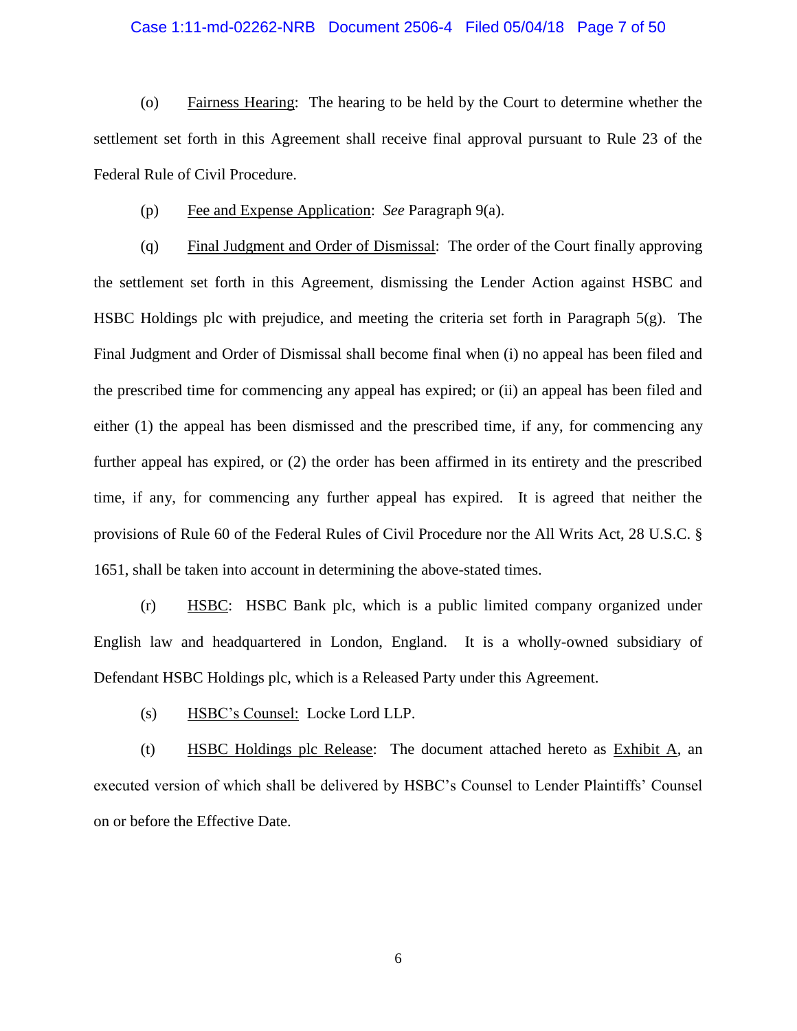(o) Fairness Hearing: The hearing to be held by the Court to determine whether the settlement set forth in this Agreement shall receive final approval pursuant to Rule 23 of the Federal Rule of Civil Procedure.

(p) Fee and Expense Application: *See* Paragraph 9(a).

(q) Final Judgment and Order of Dismissal: The order of the Court finally approving the settlement set forth in this Agreement, dismissing the Lender Action against HSBC and HSBC Holdings plc with prejudice, and meeting the criteria set forth in Paragraph 5(g). The Final Judgment and Order of Dismissal shall become final when (i) no appeal has been filed and the prescribed time for commencing any appeal has expired; or (ii) an appeal has been filed and either (1) the appeal has been dismissed and the prescribed time, if any, for commencing any further appeal has expired, or (2) the order has been affirmed in its entirety and the prescribed time, if any, for commencing any further appeal has expired. It is agreed that neither the provisions of Rule 60 of the Federal Rules of Civil Procedure nor the All Writs Act, 28 U.S.C. § 1651, shall be taken into account in determining the above-stated times.

(r) HSBC: HSBC Bank plc, which is a public limited company organized under English law and headquartered in London, England. It is a wholly-owned subsidiary of Defendant HSBC Holdings plc, which is a Released Party under this Agreement.

(s) HSBC's Counsel: Locke Lord LLP.

(t) HSBC Holdings plc Release: The document attached hereto as Exhibit A, an executed version of which shall be delivered by HSBC's Counsel to Lender Plaintiffs' Counsel on or before the Effective Date.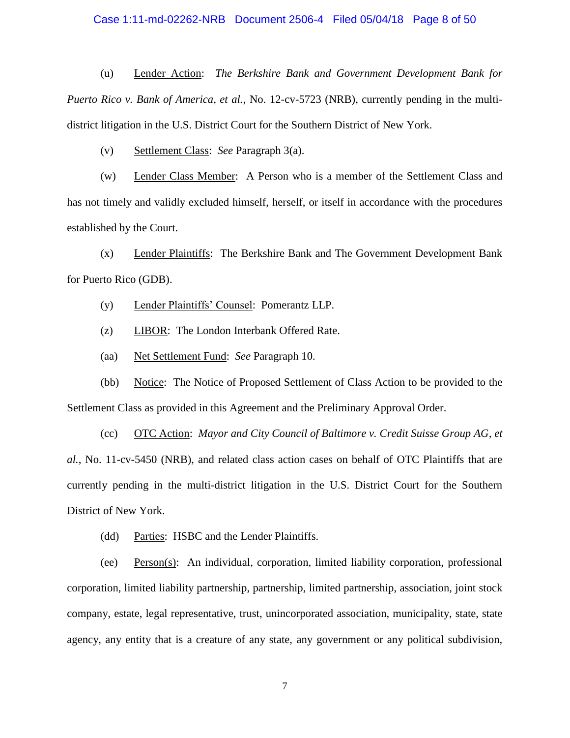(u) Lender Action: *The Berkshire Bank and Government Development Bank for Puerto Rico v. Bank of America, et al.*, No. 12-cv-5723 (NRB), currently pending in the multi-district litigation in the U.S. District Court for the Southern District of New York.

(v) Settlement Class: *See* Paragraph 3(a).

(w) Lender Class Member: A Person who is a member of the Settlement Class and has not timely and validly excluded himself, herself, or itself in accordance with the procedures established by the Court.

(x) Lender Plaintiffs: The Berkshire Bank and The Government Development Bank for Puerto Rico (GDB).

(y) Lender Plaintiffs' Counsel: Pomerantz LLP.

(z) LIBOR: The London Interbank Offered Rate.

(aa) Net Settlement Fund: *See* Paragraph 10.

(bb) Notice: The Notice of Proposed Settlement of Class Action to be provided to the Settlement Class as provided in this Agreement and the Preliminary Approval Order.

(cc) OTC Action: *Mayor and City Council of Baltimore v. Credit Suisse Group AG, et al.*, No. 11-cv-5450 (NRB), and related class action cases on behalf of OTC Plaintiffs that are currently pending in the multi-district litigation in the U.S. District Court for the Southern District of New York.

(dd) Parties: HSBC and the Lender Plaintiffs.

(ee) Person(s): An individual, corporation, limited liability corporation, professional corporation, limited liability partnership, partnership, limited partnership, association, joint stock company, estate, legal representative, trust, unincorporated association, municipality, state, state agency, any entity that is a creature of any state, any government or any political subdivision,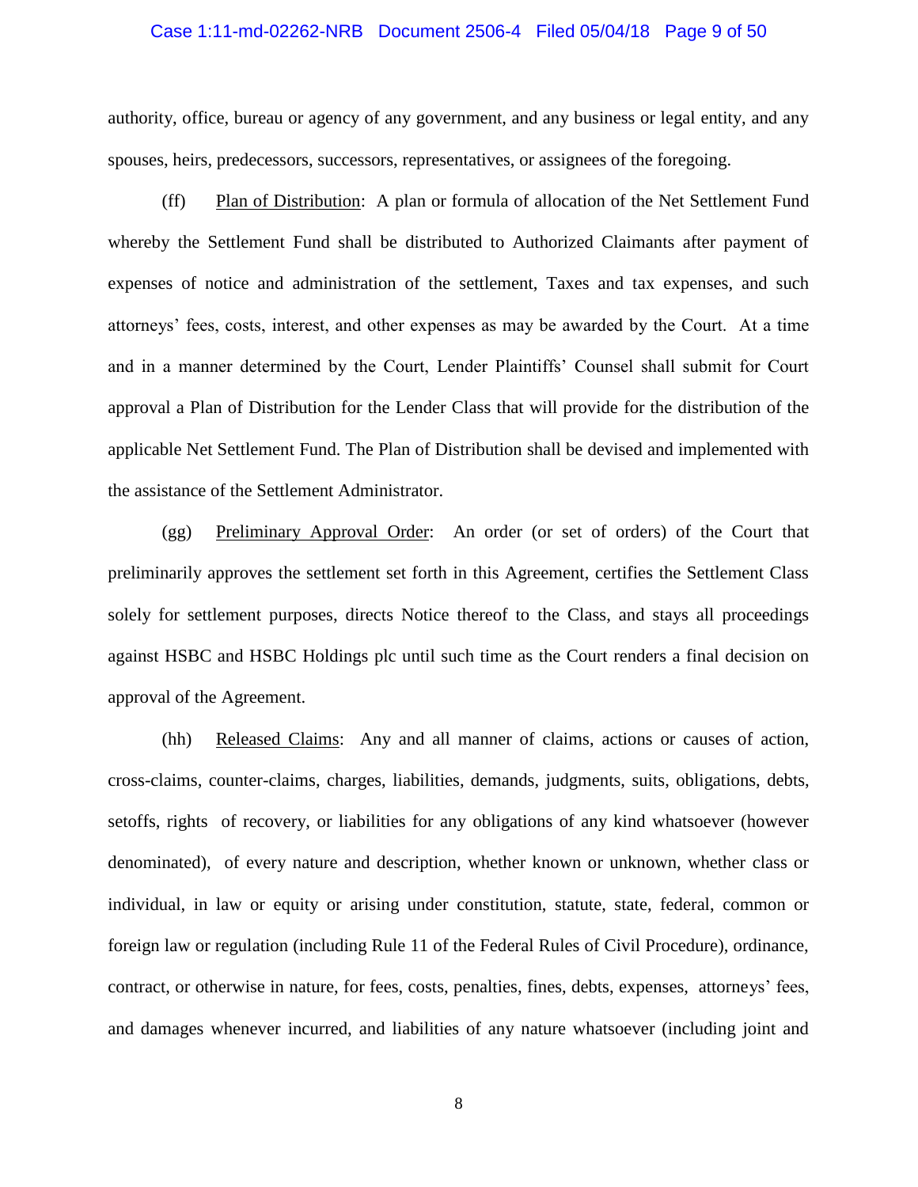authority, office, bureau or agency of any government, and any business or legal entity, and any spouses, heirs, predecessors, successors, representatives, or assignees of the foregoing.

(ff) Plan of Distribution: A plan or formula of allocation of the Net Settlement Fund whereby the Settlement Fund shall be distributed to Authorized Claimants after payment of expenses of notice and administration of the settlement, Taxes and tax expenses, and such attorneys' fees, costs, interest, and other expenses as may be awarded by the Court. At a time and in a manner determined by the Court, Lender Plaintiffs' Counsel shall submit for Court approval a Plan of Distribution for the Lender Class that will provide for the distribution of the applicable Net Settlement Fund. The Plan of Distribution shall be devised and implemented with the assistance of the Settlement Administrator.

(gg) Preliminary Approval Order: An order (or set of orders) of the Court that preliminarily approves the settlement set forth in this Agreement, certifies the Settlement Class solely for settlement purposes, directs Notice thereof to the Class, and stays all proceedings against HSBC and HSBC Holdings plc until such time as the Court renders a final decision on approval of the Agreement.

(hh) Released Claims: Any and all manner of claims, actions or causes of action, cross-claims, counter-claims, charges, liabilities, demands, judgments, suits, obligations, debts, setoffs, rights of recovery, or liabilities for any obligations of any kind whatsoever (however denominated), of every nature and description, whether known or unknown, whether class or individual, in law or equity or arising under constitution, statute, state, federal, common or foreign law or regulation (including Rule 11 of the Federal Rules of Civil Procedure), ordinance, contract, or otherwise in nature, for fees, costs, penalties, fines, debts, expenses, attorneys' fees, and damages whenever incurred, and liabilities of any nature whatsoever (including joint and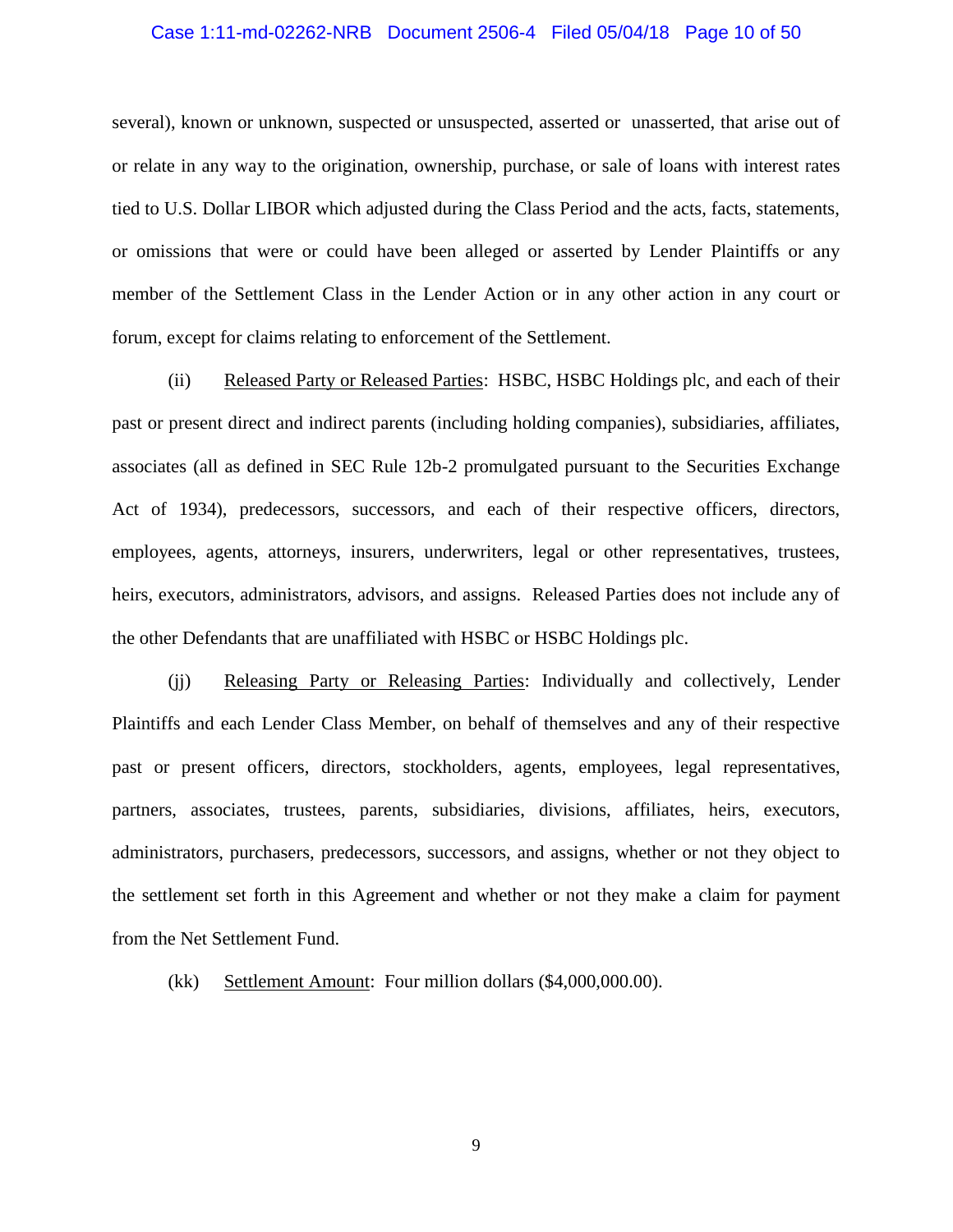several), known or unknown, suspected or unsuspected, asserted or unasserted, that arise out of or relate in any way to the origination, ownership, purchase, or sale of loans with interest rates tied to U.S. Dollar LIBOR which adjusted during the Class Period and the acts, facts, statements, or omissions that were or could have been alleged or asserted by Lender Plaintiffs or any member of the Settlement Class in the Lender Action or in any other action in any court or forum, except for claims relating to enforcement of the Settlement.

(ii) Released Party or Released Parties: HSBC, HSBC Holdings plc, and each of their past or present direct and indirect parents (including holding companies), subsidiaries, affiliates, associates (all as defined in SEC Rule 12b-2 promulgated pursuant to the Securities Exchange Act of 1934), predecessors, successors, and each of their respective officers, directors, employees, agents, attorneys, insurers, underwriters, legal or other representatives, trustees, heirs, executors, administrators, advisors, and assigns. Released Parties does not include any of the other Defendants that are unaffiliated with HSBC or HSBC Holdings plc.

(jj) Releasing Party or Releasing Parties: Individually and collectively, Lender Plaintiffs and each Lender Class Member, on behalf of themselves and any of their respective past or present officers, directors, stockholders, agents, employees, legal representatives, partners, associates, trustees, parents, subsidiaries, divisions, affiliates, heirs, executors, administrators, purchasers, predecessors, successors, and assigns, whether or not they object to the settlement set forth in this Agreement and whether or not they make a claim for payment from the Net Settlement Fund.

(kk) Settlement Amount: Four million dollars ($4,000,000.00).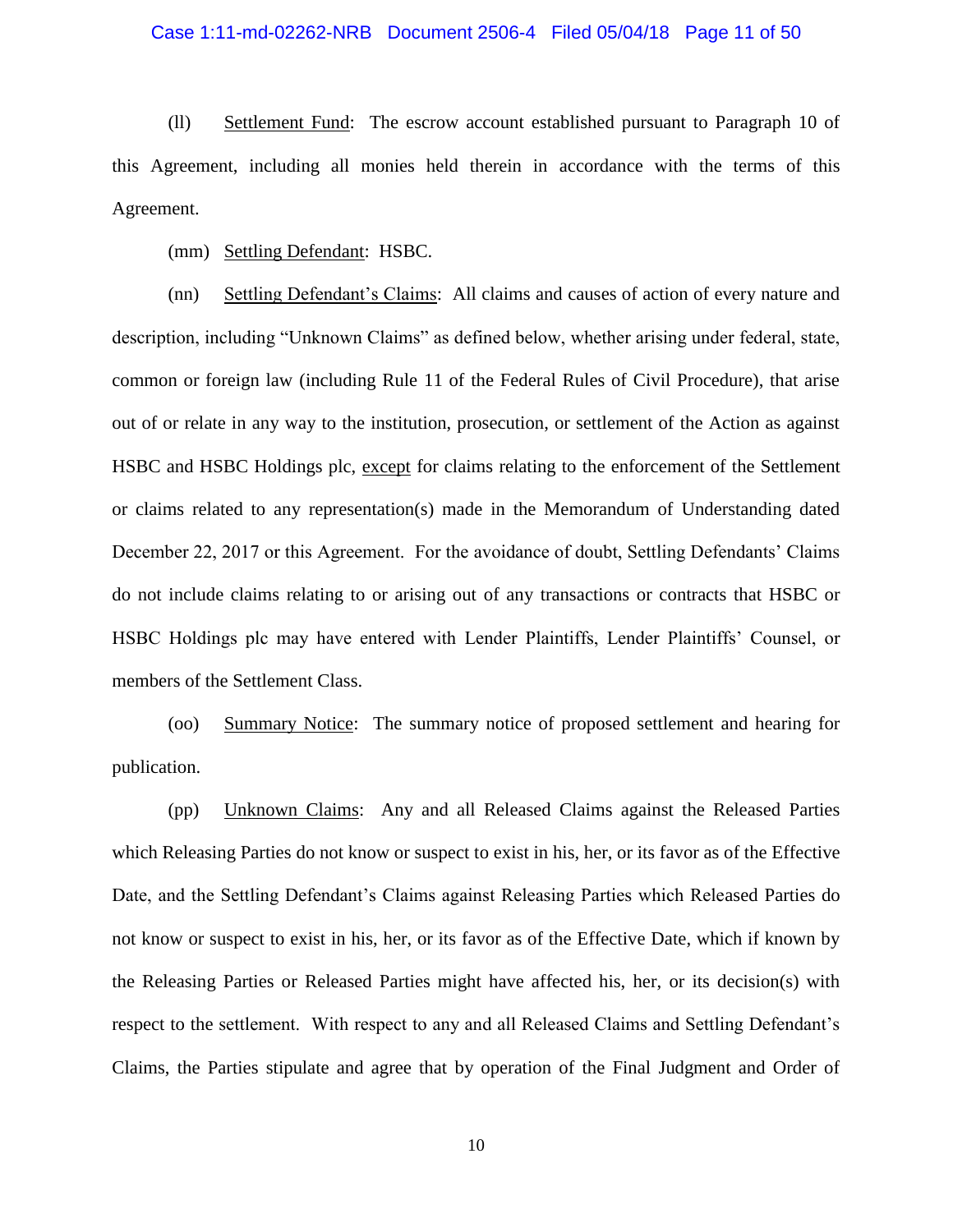(ll) Settlement Fund: The escrow account established pursuant to Paragraph 10 of this Agreement, including all monies held therein in accordance with the terms of this Agreement.

(mm) Settling Defendant: HSBC.

(nn) Settling Defendant's Claims: All claims and causes of action of every nature and description, including "Unknown Claims" as defined below, whether arising under federal, state, common or foreign law (including Rule 11 of the Federal Rules of Civil Procedure), that arise out of or relate in any way to the institution, prosecution, or settlement of the Action as against HSBC and HSBC Holdings plc, except for claims relating to the enforcement of the Settlement or claims related to any representation(s) made in the Memorandum of Understanding dated December 22, 2017 or this Agreement. For the avoidance of doubt, Settling Defendants' Claims do not include claims relating to or arising out of any transactions or contracts that HSBC or HSBC Holdings plc may have entered with Lender Plaintiffs, Lender Plaintiffs' Counsel, or members of the Settlement Class.

(oo) Summary Notice: The summary notice of proposed settlement and hearing for publication.

(pp) Unknown Claims: Any and all Released Claims against the Released Parties which Releasing Parties do not know or suspect to exist in his, her, or its favor as of the Effective Date, and the Settling Defendant's Claims against Releasing Parties which Released Parties do not know or suspect to exist in his, her, or its favor as of the Effective Date, which if known by the Releasing Parties or Released Parties might have affected his, her, or its decision(s) with respect to the settlement. With respect to any and all Released Claims and Settling Defendant's Claims, the Parties stipulate and agree that by operation of the Final Judgment and Order of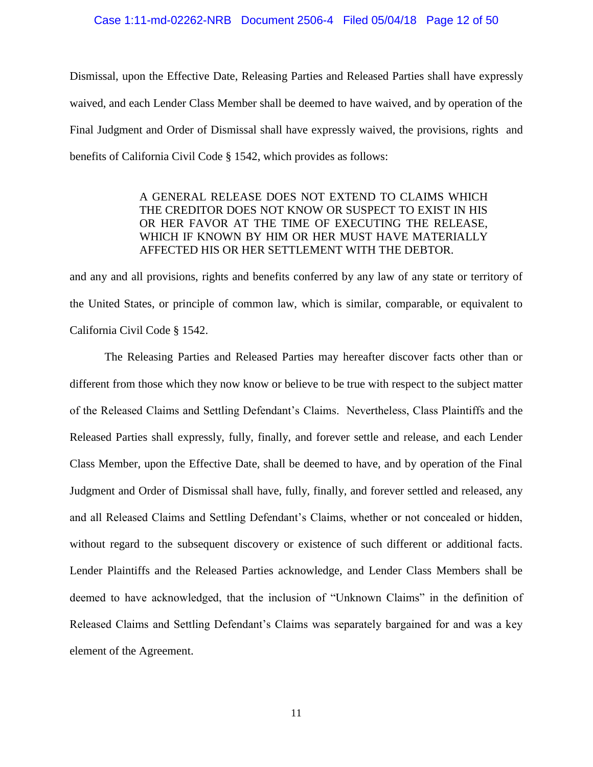Dismissal, upon the Effective Date, Releasing Parties and Released Parties shall have expressly waived, and each Lender Class Member shall be deemed to have waived, and by operation of the Final Judgment and Order of Dismissal shall have expressly waived, the provisions, rights and benefits of California Civil Code § 1542, which provides as follows:

> A GENERAL RELEASE DOES NOT EXTEND TO CLAIMS WHICH THE CREDITOR DOES NOT KNOW OR SUSPECT TO EXIST IN HIS OR HER FAVOR AT THE TIME OF EXECUTING THE RELEASE, WHICH IF KNOWN BY HIM OR HER MUST HAVE MATERIALLY AFFECTED HIS OR HER SETTLEMENT WITH THE DEBTOR.

and any and all provisions, rights and benefits conferred by any law of any state or territory of the United States, or principle of common law, which is similar, comparable, or equivalent to California Civil Code § 1542.

The Releasing Parties and Released Parties may hereafter discover facts other than or different from those which they now know or believe to be true with respect to the subject matter of the Released Claims and Settling Defendant's Claims. Nevertheless, Class Plaintiffs and the Released Parties shall expressly, fully, finally, and forever settle and release, and each Lender Class Member, upon the Effective Date, shall be deemed to have, and by operation of the Final Judgment and Order of Dismissal shall have, fully, finally, and forever settled and released, any and all Released Claims and Settling Defendant's Claims, whether or not concealed or hidden, without regard to the subsequent discovery or existence of such different or additional facts. Lender Plaintiffs and the Released Parties acknowledge, and Lender Class Members shall be deemed to have acknowledged, that the inclusion of "Unknown Claims" in the definition of Released Claims and Settling Defendant's Claims was separately bargained for and was a key element of the Agreement.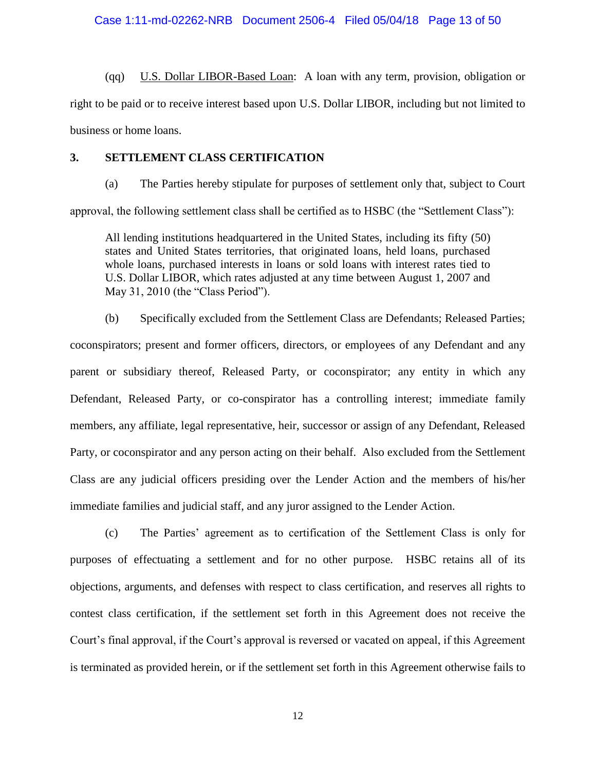(qq) U.S. Dollar LIBOR-Based Loan: A loan with any term, provision, obligation or right to be paid or to receive interest based upon U.S. Dollar LIBOR, including but not limited to business or home loans.

## 3. SETTLEMENT CLASS CERTIFICATION

(a) The Parties hereby stipulate for purposes of settlement only that, subject to Court approval, the following settlement class shall be certified as to HSBC (the "Settlement Class"):

> All lending institutions headquartered in the United States, including its fifty (50) states and United States territories, that originated loans, held loans, purchased whole loans, purchased interests in loans or sold loans with interest rates tied to U.S. Dollar LIBOR, which rates adjusted at any time between August 1, 2007 and May 31, 2010 (the "Class Period").

(b) Specifically excluded from the Settlement Class are Defendants; Released Parties; coconspirators; present and former officers, directors, or employees of any Defendant and any parent or subsidiary thereof, Released Party, or coconspirator; any entity in which any Defendant, Released Party, or co-conspirator has a controlling interest; immediate family members, any affiliate, legal representative, heir, successor or assign of any Defendant, Released Party, or coconspirator and any person acting on their behalf. Also excluded from the Settlement Class are any judicial officers presiding over the Lender Action and the members of his/her immediate families and judicial staff, and any juror assigned to the Lender Action.

(c) The Parties' agreement as to certification of the Settlement Class is only for purposes of effectuating a settlement and for no other purpose. HSBC retains all of its objections, arguments, and defenses with respect to class certification, and reserves all rights to contest class certification, if the settlement set forth in this Agreement does not receive the Court's final approval, if the Court's approval is reversed or vacated on appeal, if this Agreement is terminated as provided herein, or if the settlement set forth in this Agreement otherwise fails to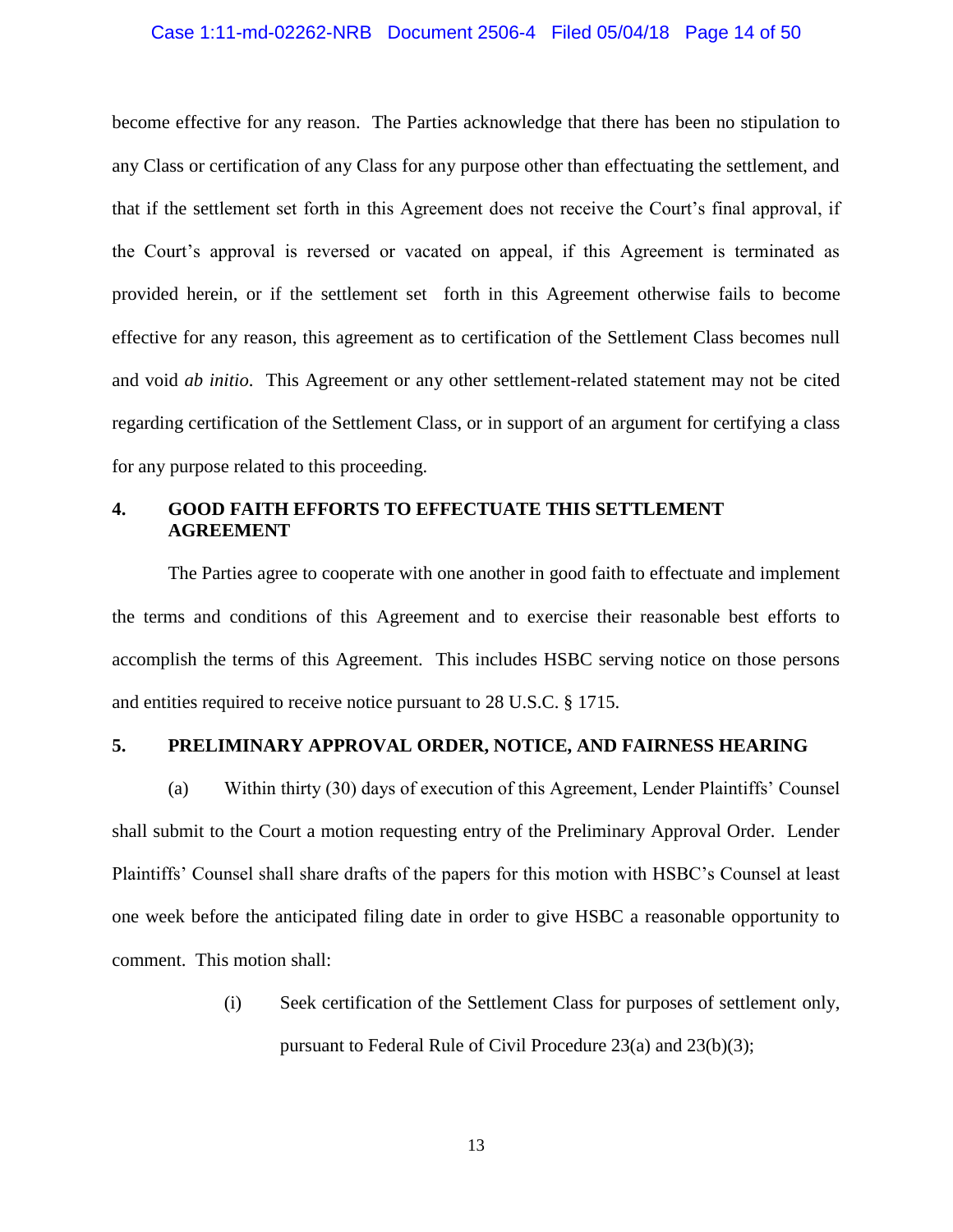become effective for any reason. The Parties acknowledge that there has been no stipulation to any Class or certification of any Class for any purpose other than effectuating the settlement, and that if the settlement set forth in this Agreement does not receive the Court's final approval, if the Court's approval is reversed or vacated on appeal, if this Agreement is terminated as provided herein, or if the settlement set forth in this Agreement otherwise fails to become effective for any reason, this agreement as to certification of the Settlement Class becomes null and void *ab initio*. This Agreement or any other settlement-related statement may not be cited regarding certification of the Settlement Class, or in support of an argument for certifying a class for any purpose related to this proceeding.

## 4. GOOD FAITH EFFORTS TO EFFECTUATE THIS SETTLEMENT AGREEMENT

The Parties agree to cooperate with one another in good faith to effectuate and implement the terms and conditions of this Agreement and to exercise their reasonable best efforts to accomplish the terms of this Agreement. This includes HSBC serving notice on those persons and entities required to receive notice pursuant to 28 U.S.C. § 1715.

## 5. PRELIMINARY APPROVAL ORDER, NOTICE, AND FAIRNESS HEARING

(a) Within thirty (30) days of execution of this Agreement, Lender Plaintiffs' Counsel shall submit to the Court a motion requesting entry of the Preliminary Approval Order. Lender Plaintiffs' Counsel shall share drafts of the papers for this motion with HSBC's Counsel at least one week before the anticipated filing date in order to give HSBC a reasonable opportunity to comment. This motion shall:

(i) Seek certification of the Settlement Class for purposes of settlement only, pursuant to Federal Rule of Civil Procedure 23(a) and 23(b)(3);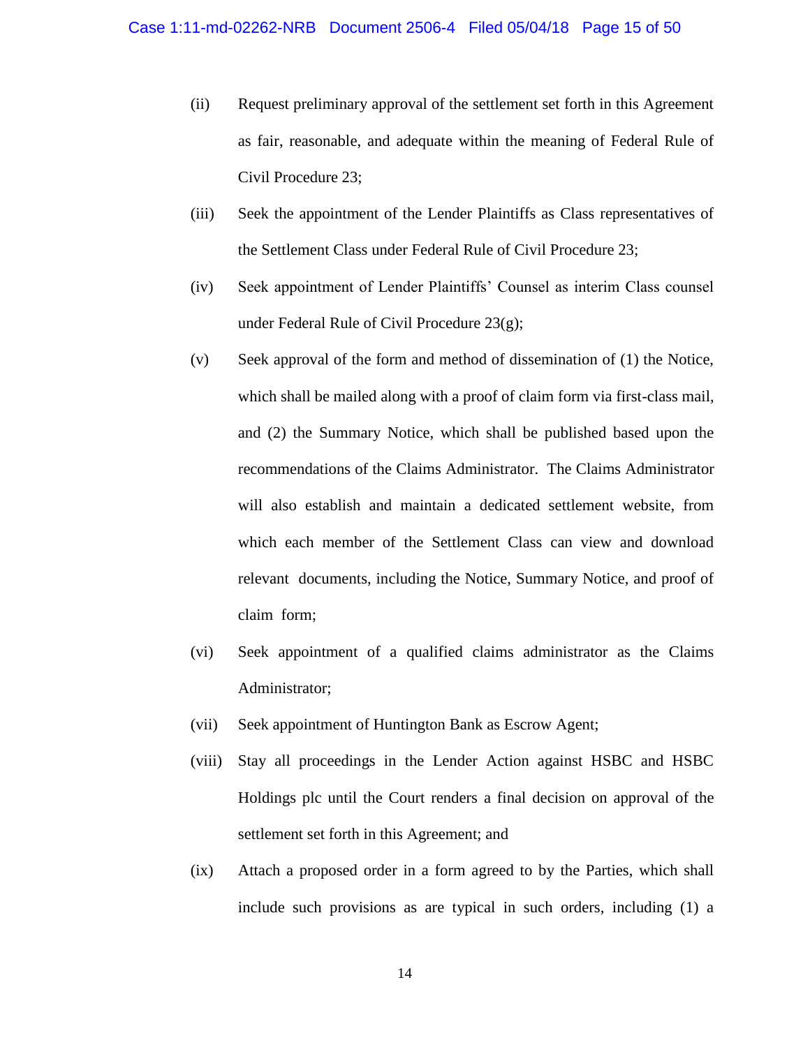(ii) Request preliminary approval of the settlement set forth in this Agreement as fair, reasonable, and adequate within the meaning of Federal Rule of Civil Procedure 23;

(iii) Seek the appointment of the Lender Plaintiffs as Class representatives of the Settlement Class under Federal Rule of Civil Procedure 23;

(iv) Seek appointment of Lender Plaintiffs' Counsel as interim Class counsel under Federal Rule of Civil Procedure 23(g);

(v) Seek approval of the form and method of dissemination of (1) the Notice, which shall be mailed along with a proof of claim form via first-class mail, and (2) the Summary Notice, which shall be published based upon the recommendations of the Claims Administrator. The Claims Administrator will also establish and maintain a dedicated settlement website, from which each member of the Settlement Class can view and download relevant documents, including the Notice, Summary Notice, and proof of claim form;

(vi) Seek appointment of a qualified claims administrator as the Claims Administrator;

(vii) Seek appointment of Huntington Bank as Escrow Agent;

(viii) Stay all proceedings in the Lender Action against HSBC and HSBC Holdings plc until the Court renders a final decision on approval of the settlement set forth in this Agreement; and

(ix) Attach a proposed order in a form agreed to by the Parties, which shall include such provisions as are typical in such orders, including (1) a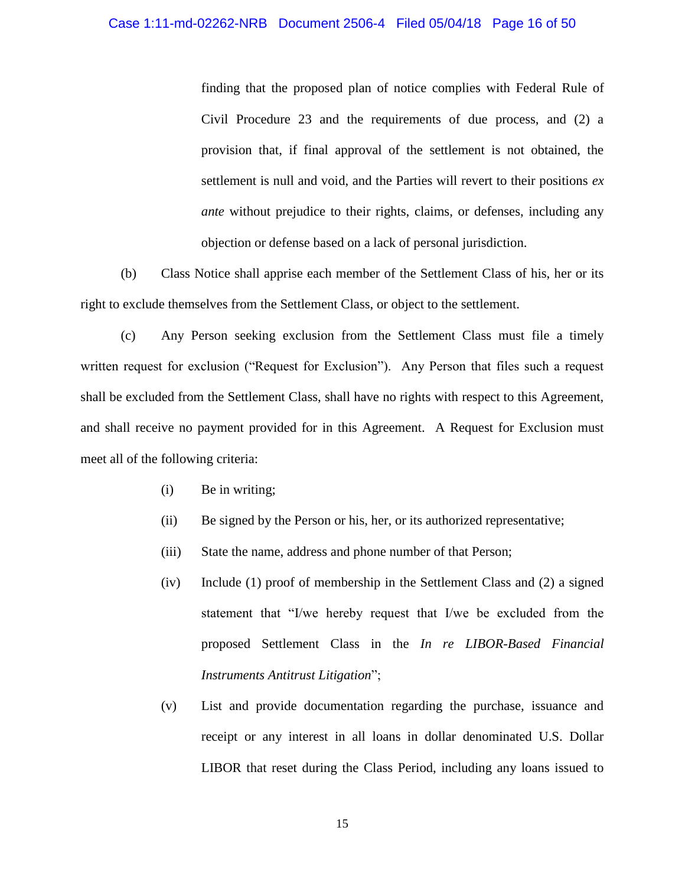finding that the proposed plan of notice complies with Federal Rule of Civil Procedure 23 and the requirements of due process, and (2) a provision that, if final approval of the settlement is not obtained, the settlement is null and void, and the Parties will revert to their positions *ex ante* without prejudice to their rights, claims, or defenses, including any objection or defense based on a lack of personal jurisdiction.

(b) Class Notice shall apprise each member of the Settlement Class of his, her or its right to exclude themselves from the Settlement Class, or object to the settlement.

(c) Any Person seeking exclusion from the Settlement Class must file a timely written request for exclusion ("Request for Exclusion"). Any Person that files such a request shall be excluded from the Settlement Class, shall have no rights with respect to this Agreement, and shall receive no payment provided for in this Agreement. A Request for Exclusion must meet all of the following criteria:

(i) Be in writing;

(ii) Be signed by the Person or his, her, or its authorized representative;

(iii) State the name, address and phone number of that Person;

(iv) Include (1) proof of membership in the Settlement Class and (2) a signed statement that "I/we hereby request that I/we be excluded from the proposed Settlement Class in the *In re LIBOR-Based Financial Instruments Antitrust Litigation*";

(v) List and provide documentation regarding the purchase, issuance and receipt or any interest in all loans in dollar denominated U.S. Dollar LIBOR that reset during the Class Period, including any loans issued to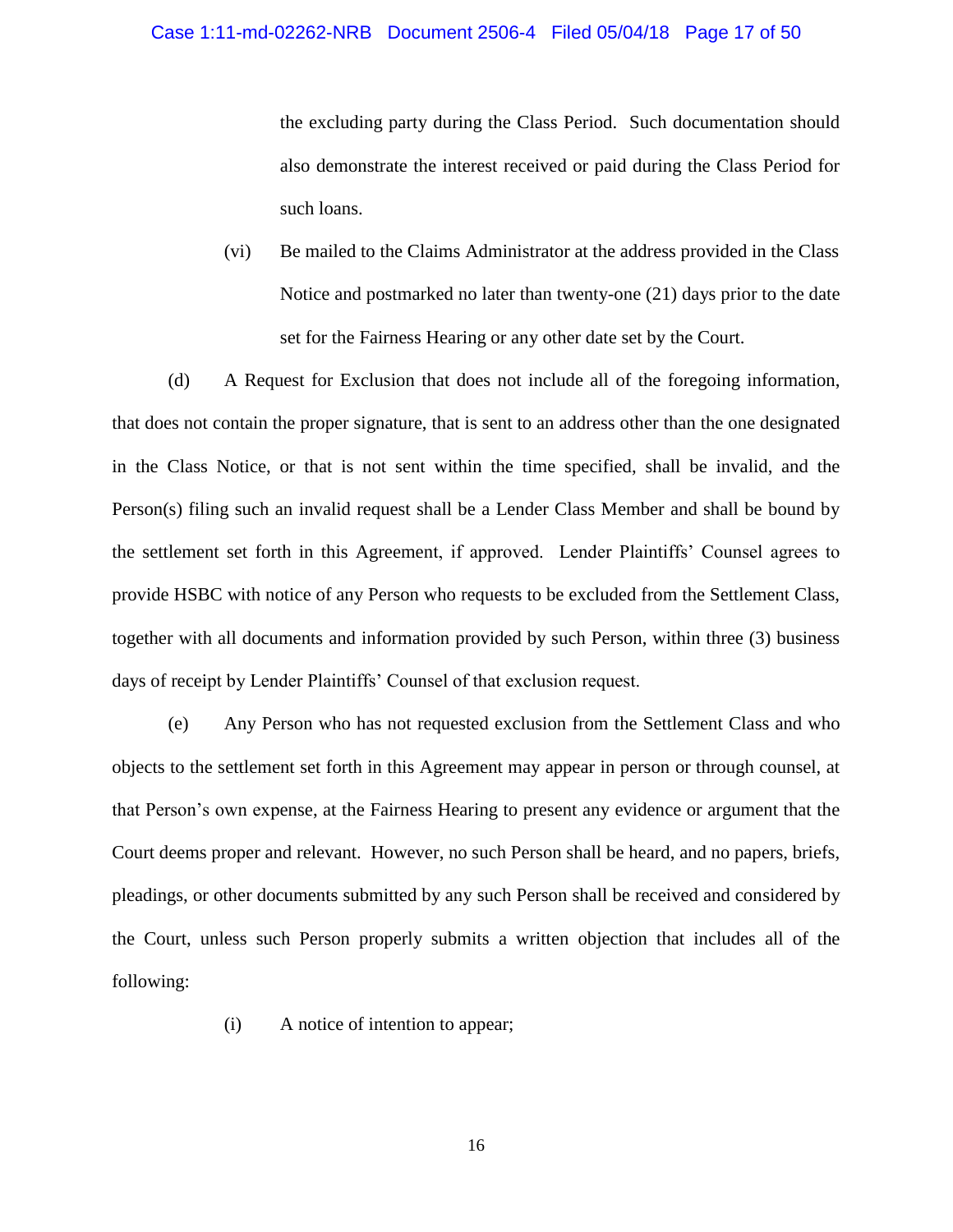the excluding party during the Class Period. Such documentation should also demonstrate the interest received or paid during the Class Period for such loans.

(vi) Be mailed to the Claims Administrator at the address provided in the Class Notice and postmarked no later than twenty-one (21) days prior to the date set for the Fairness Hearing or any other date set by the Court.

(d) A Request for Exclusion that does not include all of the foregoing information, that does not contain the proper signature, that is sent to an address other than the one designated in the Class Notice, or that is not sent within the time specified, shall be invalid, and the Person(s) filing such an invalid request shall be a Lender Class Member and shall be bound by the settlement set forth in this Agreement, if approved. Lender Plaintiffs' Counsel agrees to provide HSBC with notice of any Person who requests to be excluded from the Settlement Class, together with all documents and information provided by such Person, within three (3) business days of receipt by Lender Plaintiffs' Counsel of that exclusion request.

(e) Any Person who has not requested exclusion from the Settlement Class and who objects to the settlement set forth in this Agreement may appear in person or through counsel, at that Person's own expense, at the Fairness Hearing to present any evidence or argument that the Court deems proper and relevant. However, no such Person shall be heard, and no papers, briefs, pleadings, or other documents submitted by any such Person shall be received and considered by the Court, unless such Person properly submits a written objection that includes all of the following:

(i) A notice of intention to appear;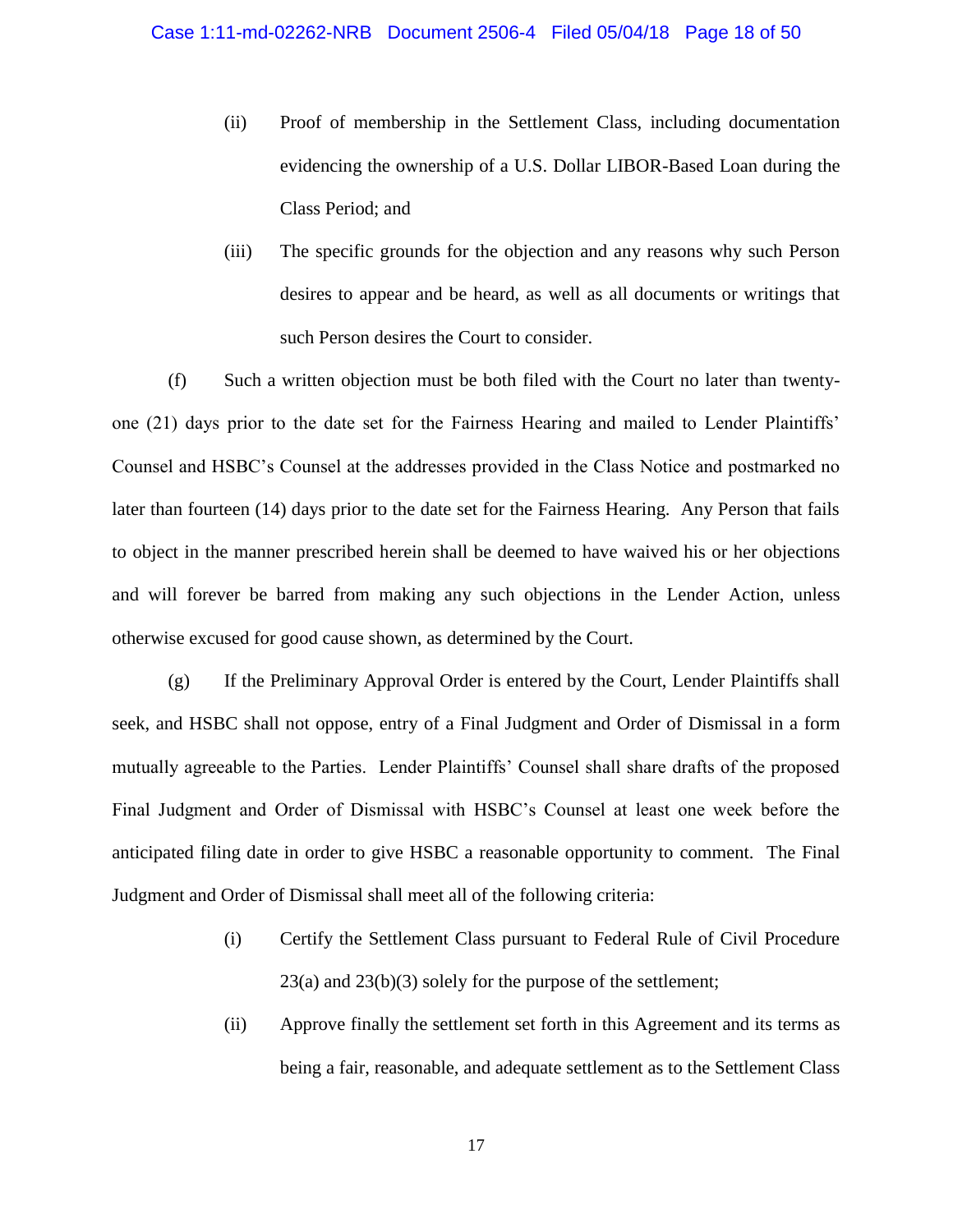(ii) Proof of membership in the Settlement Class, including documentation evidencing the ownership of a U.S. Dollar LIBOR-Based Loan during the Class Period; and

(iii) The specific grounds for the objection and any reasons why such Person desires to appear and be heard, as well as all documents or writings that such Person desires the Court to consider.

(f) Such a written objection must be both filed with the Court no later than twenty-one (21) days prior to the date set for the Fairness Hearing and mailed to Lender Plaintiffs' Counsel and HSBC's Counsel at the addresses provided in the Class Notice and postmarked no later than fourteen (14) days prior to the date set for the Fairness Hearing. Any Person that fails to object in the manner prescribed herein shall be deemed to have waived his or her objections and will forever be barred from making any such objections in the Lender Action, unless otherwise excused for good cause shown, as determined by the Court.

(g) If the Preliminary Approval Order is entered by the Court, Lender Plaintiffs shall seek, and HSBC shall not oppose, entry of a Final Judgment and Order of Dismissal in a form mutually agreeable to the Parties. Lender Plaintiffs' Counsel shall share drafts of the proposed Final Judgment and Order of Dismissal with HSBC's Counsel at least one week before the anticipated filing date in order to give HSBC a reasonable opportunity to comment. The Final Judgment and Order of Dismissal shall meet all of the following criteria:

(i) Certify the Settlement Class pursuant to Federal Rule of Civil Procedure 23(a) and 23(b)(3) solely for the purpose of the settlement;

(ii) Approve finally the settlement set forth in this Agreement and its terms as being a fair, reasonable, and adequate settlement as to the Settlement Class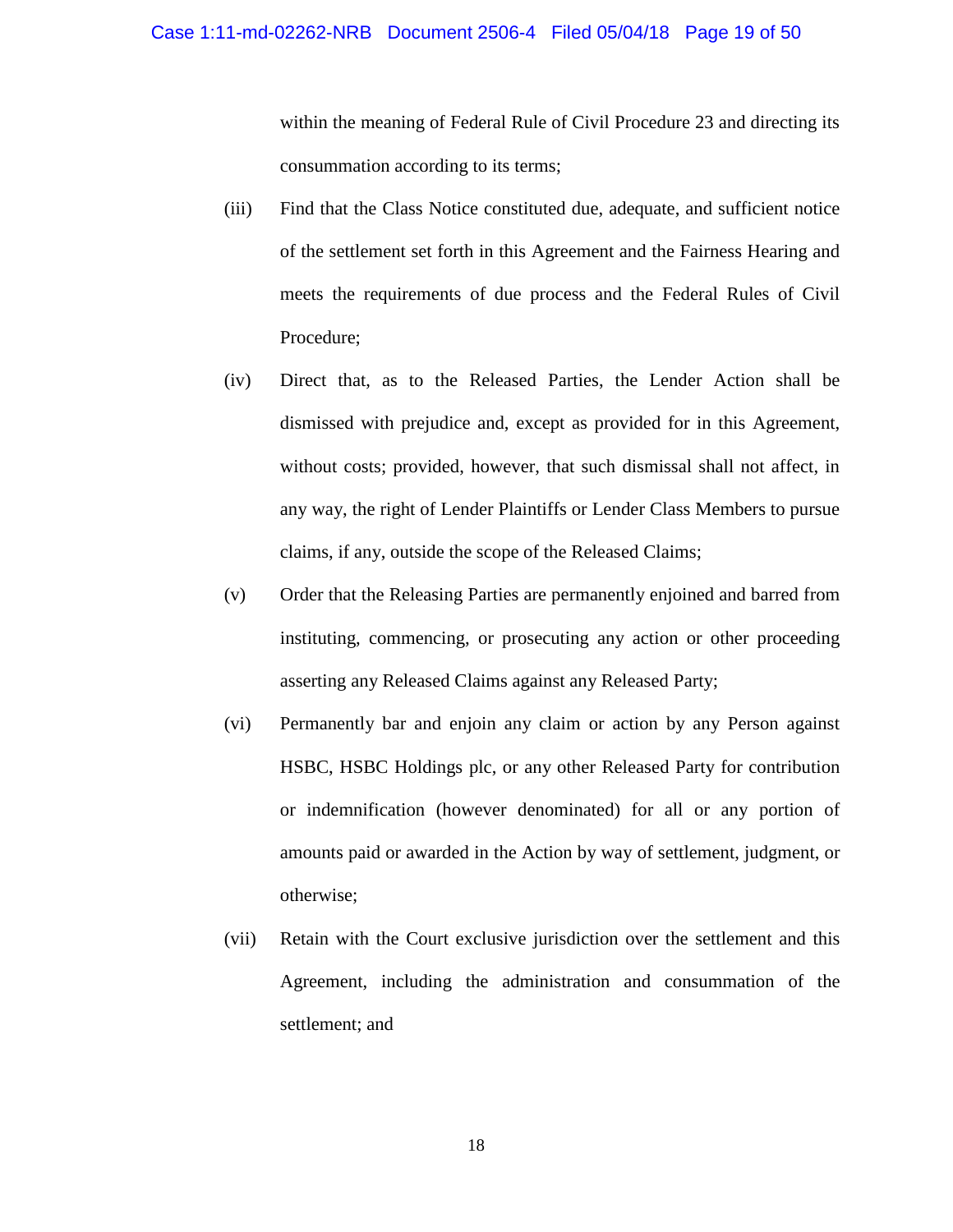within the meaning of Federal Rule of Civil Procedure 23 and directing its consummation according to its terms;

(iii) Find that the Class Notice constituted due, adequate, and sufficient notice of the settlement set forth in this Agreement and the Fairness Hearing and meets the requirements of due process and the Federal Rules of Civil Procedure;

(iv) Direct that, as to the Released Parties, the Lender Action shall be dismissed with prejudice and, except as provided for in this Agreement, without costs; provided, however, that such dismissal shall not affect, in any way, the right of Lender Plaintiffs or Lender Class Members to pursue claims, if any, outside the scope of the Released Claims;

(v) Order that the Releasing Parties are permanently enjoined and barred from instituting, commencing, or prosecuting any action or other proceeding asserting any Released Claims against any Released Party;

(vi) Permanently bar and enjoin any claim or action by any Person against HSBC, HSBC Holdings plc, or any other Released Party for contribution or indemnification (however denominated) for all or any portion of amounts paid or awarded in the Action by way of settlement, judgment, or otherwise;

(vii) Retain with the Court exclusive jurisdiction over the settlement and this Agreement, including the administration and consummation of the settlement; and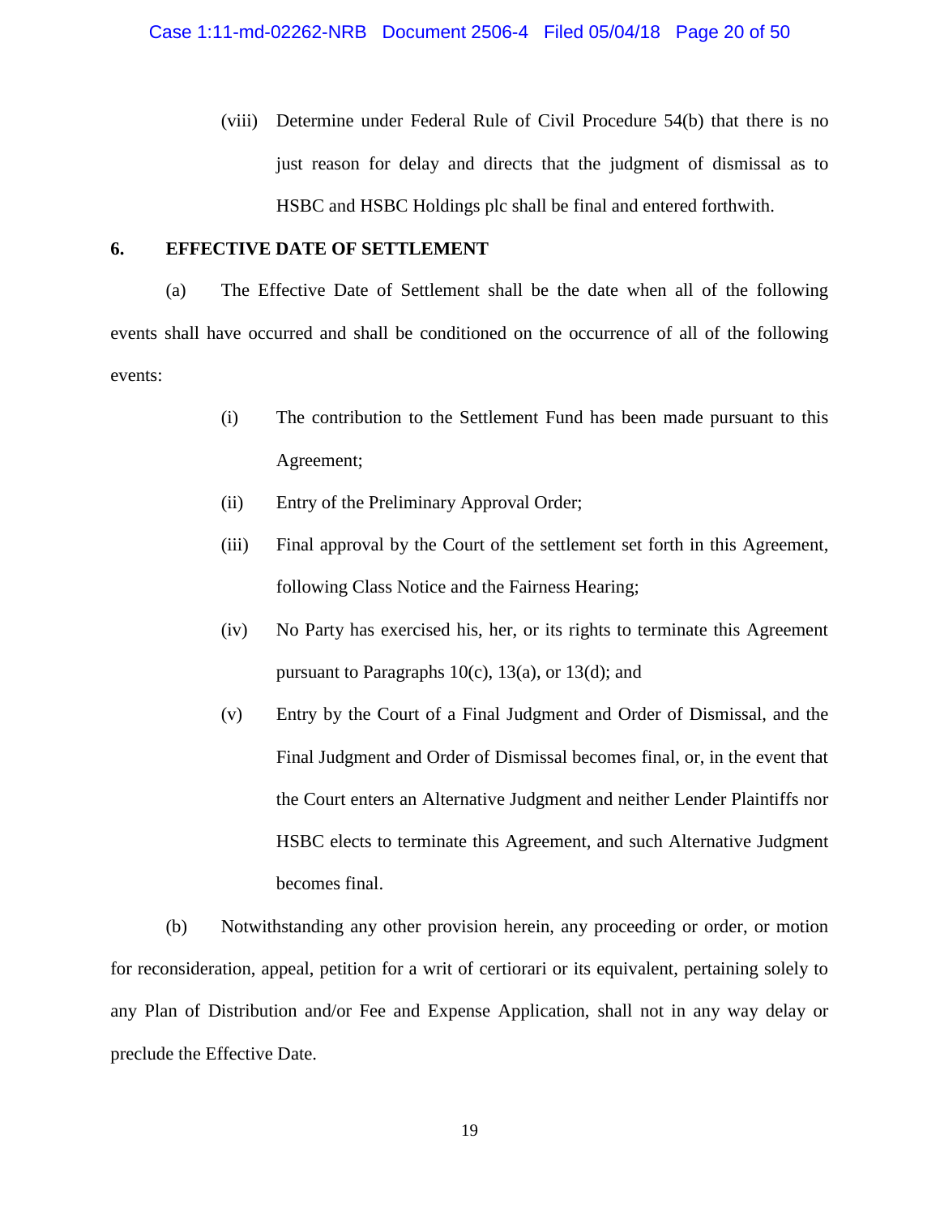(viii) Determine under Federal Rule of Civil Procedure 54(b) that there is no just reason for delay and directs that the judgment of dismissal as to HSBC and HSBC Holdings plc shall be final and entered forthwith.

## 6. EFFECTIVE DATE OF SETTLEMENT

(a) The Effective Date of Settlement shall be the date when all of the following events shall have occurred and shall be conditioned on the occurrence of all of the following events:

(i) The contribution to the Settlement Fund has been made pursuant to this Agreement;

(ii) Entry of the Preliminary Approval Order;

(iii) Final approval by the Court of the settlement set forth in this Agreement, following Class Notice and the Fairness Hearing;

(iv) No Party has exercised his, her, or its rights to terminate this Agreement pursuant to Paragraphs 10(c), 13(a), or 13(d); and

(v) Entry by the Court of a Final Judgment and Order of Dismissal, and the Final Judgment and Order of Dismissal becomes final, or, in the event that the Court enters an Alternative Judgment and neither Lender Plaintiffs nor HSBC elects to terminate this Agreement, and such Alternative Judgment becomes final.

(b) Notwithstanding any other provision herein, any proceeding or order, or motion for reconsideration, appeal, petition for a writ of certiorari or its equivalent, pertaining solely to any Plan of Distribution and/or Fee and Expense Application, shall not in any way delay or preclude the Effective Date.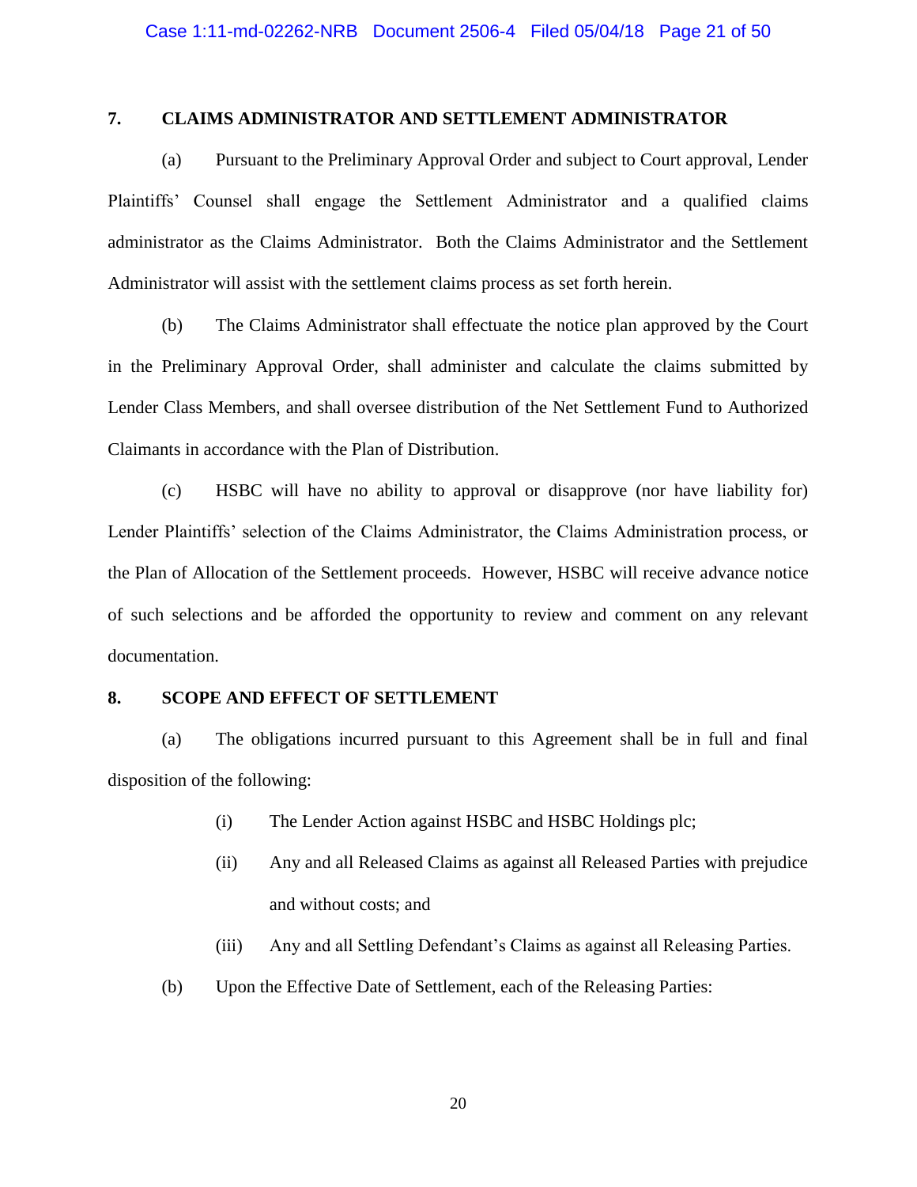**7. CLAIMS ADMINISTRATOR AND SETTLEMENT ADMINISTRATOR**

(a) Pursuant to the Preliminary Approval Order and subject to Court approval, Lender Plaintiffs' Counsel shall engage the Settlement Administrator and a qualified claims administrator as the Claims Administrator. Both the Claims Administrator and the Settlement Administrator will assist with the settlement claims process as set forth herein.

(b) The Claims Administrator shall effectuate the notice plan approved by the Court in the Preliminary Approval Order, shall administer and calculate the claims submitted by Lender Class Members, and shall oversee distribution of the Net Settlement Fund to Authorized Claimants in accordance with the Plan of Distribution.

(c) HSBC will have no ability to approval or disapprove (nor have liability for) Lender Plaintiffs' selection of the Claims Administrator, the Claims Administration process, or the Plan of Allocation of the Settlement proceeds. However, HSBC will receive advance notice of such selections and be afforded the opportunity to review and comment on any relevant documentation.

**8. SCOPE AND EFFECT OF SETTLEMENT**

(a) The obligations incurred pursuant to this Agreement shall be in full and final disposition of the following:

(i) The Lender Action against HSBC and HSBC Holdings plc;

(ii) Any and all Released Claims as against all Released Parties with prejudice and without costs; and

(iii) Any and all Settling Defendant's Claims as against all Releasing Parties.

(b) Upon the Effective Date of Settlement, each of the Releasing Parties: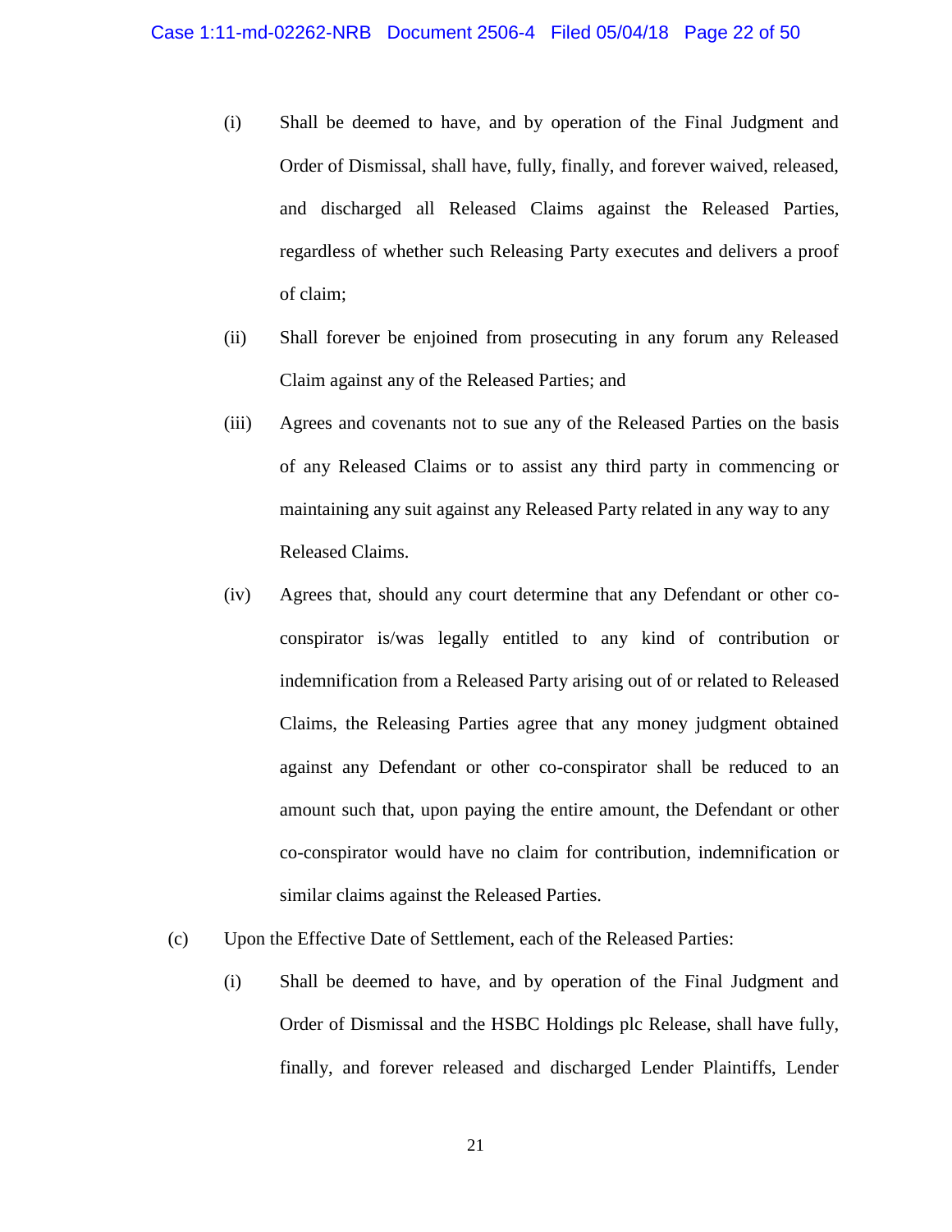(i) Shall be deemed to have, and by operation of the Final Judgment and Order of Dismissal, shall have, fully, finally, and forever waived, released, and discharged all Released Claims against the Released Parties, regardless of whether such Releasing Party executes and delivers a proof of claim;

(ii) Shall forever be enjoined from prosecuting in any forum any Released Claim against any of the Released Parties; and

(iii) Agrees and covenants not to sue any of the Released Parties on the basis of any Released Claims or to assist any third party in commencing or maintaining any suit against any Released Party related in any way to any Released Claims.

(iv) Agrees that, should any court determine that any Defendant or other co-conspirator is/was legally entitled to any kind of contribution or indemnification from a Released Party arising out of or related to Released Claims, the Releasing Parties agree that any money judgment obtained against any Defendant or other co-conspirator shall be reduced to an amount such that, upon paying the entire amount, the Defendant or other co-conspirator would have no claim for contribution, indemnification or similar claims against the Released Parties.

(c) Upon the Effective Date of Settlement, each of the Released Parties:

(i) Shall be deemed to have, and by operation of the Final Judgment and Order of Dismissal and the HSBC Holdings plc Release, shall have fully, finally, and forever released and discharged Lender Plaintiffs, Lender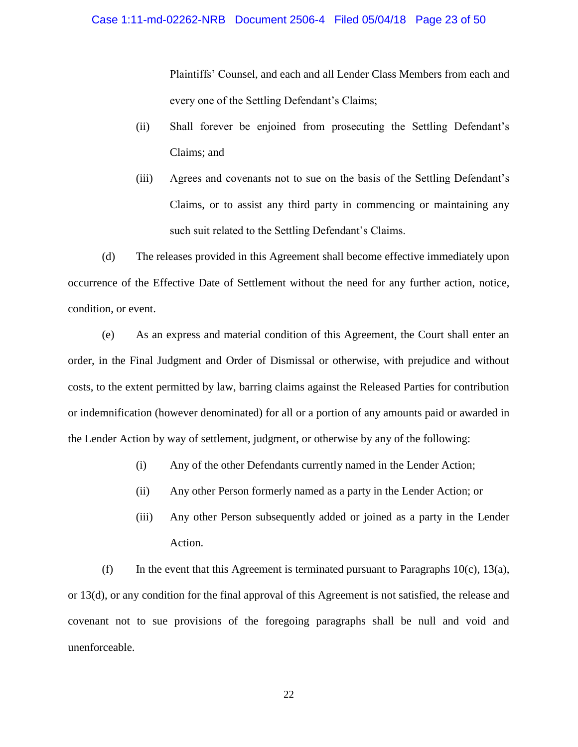Plaintiffs' Counsel, and each and all Lender Class Members from each and every one of the Settling Defendant's Claims;

(ii) Shall forever be enjoined from prosecuting the Settling Defendant's Claims; and

(iii) Agrees and covenants not to sue on the basis of the Settling Defendant's Claims, or to assist any third party in commencing or maintaining any such suit related to the Settling Defendant's Claims.

(d) The releases provided in this Agreement shall become effective immediately upon occurrence of the Effective Date of Settlement without the need for any further action, notice, condition, or event.

(e) As an express and material condition of this Agreement, the Court shall enter an order, in the Final Judgment and Order of Dismissal or otherwise, with prejudice and without costs, to the extent permitted by law, barring claims against the Released Parties for contribution or indemnification (however denominated) for all or a portion of any amounts paid or awarded in the Lender Action by way of settlement, judgment, or otherwise by any of the following:

(i) Any of the other Defendants currently named in the Lender Action;

(ii) Any other Person formerly named as a party in the Lender Action; or

(iii) Any other Person subsequently added or joined as a party in the Lender Action.

(f) In the event that this Agreement is terminated pursuant to Paragraphs 10(c), 13(a), or 13(d), or any condition for the final approval of this Agreement is not satisfied, the release and covenant not to sue provisions of the foregoing paragraphs shall be null and void and unenforceable.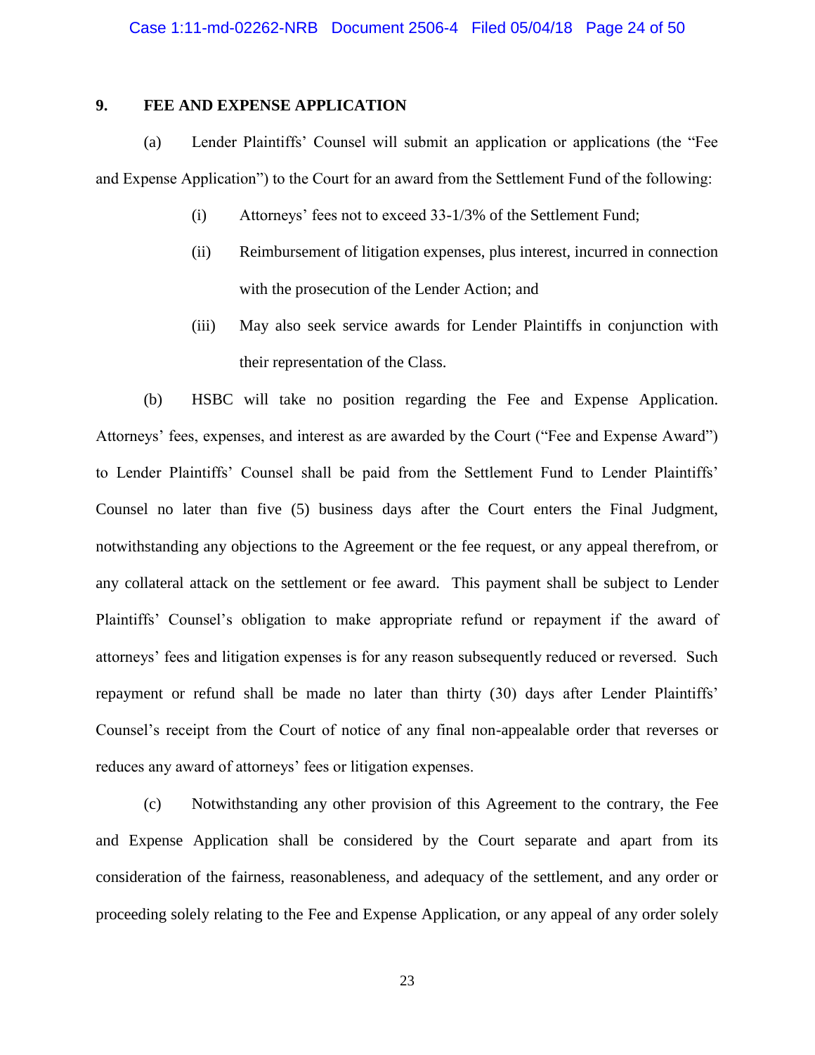## 9. FEE AND EXPENSE APPLICATION

(a) Lender Plaintiffs' Counsel will submit an application or applications (the "Fee and Expense Application") to the Court for an award from the Settlement Fund of the following:

(i) Attorneys' fees not to exceed 33-1/3% of the Settlement Fund;

(ii) Reimbursement of litigation expenses, plus interest, incurred in connection with the prosecution of the Lender Action; and

(iii) May also seek service awards for Lender Plaintiffs in conjunction with their representation of the Class.

(b) HSBC will take no position regarding the Fee and Expense Application. Attorneys' fees, expenses, and interest as are awarded by the Court ("Fee and Expense Award") to Lender Plaintiffs' Counsel shall be paid from the Settlement Fund to Lender Plaintiffs' Counsel no later than five (5) business days after the Court enters the Final Judgment, notwithstanding any objections to the Agreement or the fee request, or any appeal therefrom, or any collateral attack on the settlement or fee award. This payment shall be subject to Lender Plaintiffs' Counsel's obligation to make appropriate refund or repayment if the award of attorneys' fees and litigation expenses is for any reason subsequently reduced or reversed. Such repayment or refund shall be made no later than thirty (30) days after Lender Plaintiffs' Counsel's receipt from the Court of notice of any final non-appealable order that reverses or reduces any award of attorneys' fees or litigation expenses.

(c) Notwithstanding any other provision of this Agreement to the contrary, the Fee and Expense Application shall be considered by the Court separate and apart from its consideration of the fairness, reasonableness, and adequacy of the settlement, and any order or proceeding solely relating to the Fee and Expense Application, or any appeal of any order solely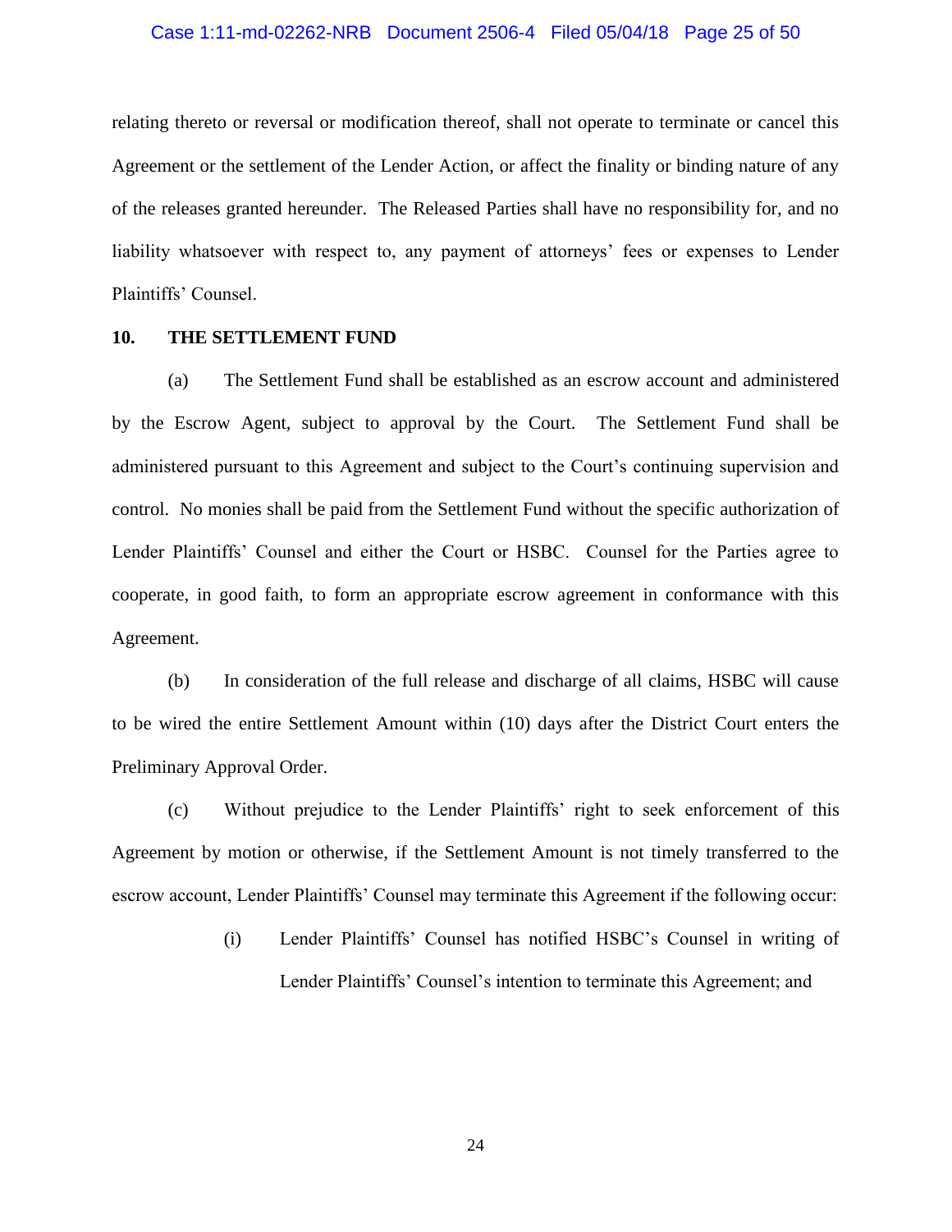relating thereto or reversal or modification thereof, shall not operate to terminate or cancel this Agreement or the settlement of the Lender Action, or affect the finality or binding nature of any of the releases granted hereunder. The Released Parties shall have no responsibility for, and no liability whatsoever with respect to, any payment of attorneys' fees or expenses to Lender Plaintiffs' Counsel.

## 10. THE SETTLEMENT FUND

(a) The Settlement Fund shall be established as an escrow account and administered by the Escrow Agent, subject to approval by the Court. The Settlement Fund shall be administered pursuant to this Agreement and subject to the Court's continuing supervision and control. No monies shall be paid from the Settlement Fund without the specific authorization of Lender Plaintiffs' Counsel and either the Court or HSBC. Counsel for the Parties agree to cooperate, in good faith, to form an appropriate escrow agreement in conformance with this Agreement.

(b) In consideration of the full release and discharge of all claims, HSBC will cause to be wired the entire Settlement Amount within (10) days after the District Court enters the Preliminary Approval Order.

(c) Without prejudice to the Lender Plaintiffs' right to seek enforcement of this Agreement by motion or otherwise, if the Settlement Amount is not timely transferred to the escrow account, Lender Plaintiffs' Counsel may terminate this Agreement if the following occur:

> (i) Lender Plaintiffs' Counsel has notified HSBC's Counsel in writing of Lender Plaintiffs' Counsel's intention to terminate this Agreement; and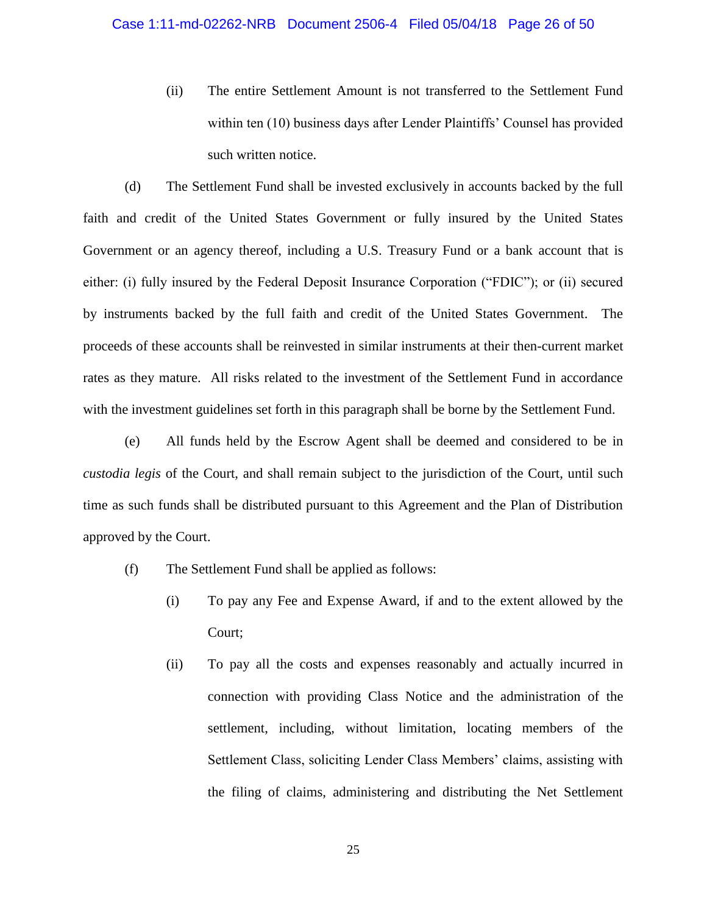(ii) The entire Settlement Amount is not transferred to the Settlement Fund within ten (10) business days after Lender Plaintiffs' Counsel has provided such written notice.

(d) The Settlement Fund shall be invested exclusively in accounts backed by the full faith and credit of the United States Government or fully insured by the United States Government or an agency thereof, including a U.S. Treasury Fund or a bank account that is either: (i) fully insured by the Federal Deposit Insurance Corporation ("FDIC"); or (ii) secured by instruments backed by the full faith and credit of the United States Government. The proceeds of these accounts shall be reinvested in similar instruments at their then-current market rates as they mature. All risks related to the investment of the Settlement Fund in accordance with the investment guidelines set forth in this paragraph shall be borne by the Settlement Fund.

(e) All funds held by the Escrow Agent shall be deemed and considered to be in *custodia legis* of the Court, and shall remain subject to the jurisdiction of the Court, until such time as such funds shall be distributed pursuant to this Agreement and the Plan of Distribution approved by the Court.

(f) The Settlement Fund shall be applied as follows:

(i) To pay any Fee and Expense Award, if and to the extent allowed by the Court;

(ii) To pay all the costs and expenses reasonably and actually incurred in connection with providing Class Notice and the administration of the settlement, including, without limitation, locating members of the Settlement Class, soliciting Lender Class Members' claims, assisting with the filing of claims, administering and distributing the Net Settlement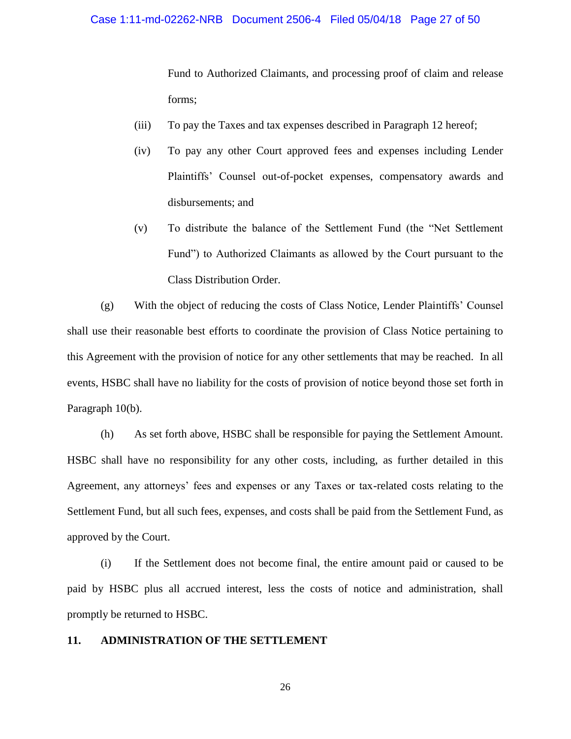Fund to Authorized Claimants, and processing proof of claim and release forms;

(iii) To pay the Taxes and tax expenses described in Paragraph 12 hereof;

(iv) To pay any other Court approved fees and expenses including Lender Plaintiffs' Counsel out-of-pocket expenses, compensatory awards and disbursements; and

(v) To distribute the balance of the Settlement Fund (the "Net Settlement Fund") to Authorized Claimants as allowed by the Court pursuant to the Class Distribution Order.

(g) With the object of reducing the costs of Class Notice, Lender Plaintiffs' Counsel shall use their reasonable best efforts to coordinate the provision of Class Notice pertaining to this Agreement with the provision of notice for any other settlements that may be reached. In all events, HSBC shall have no liability for the costs of provision of notice beyond those set forth in Paragraph 10(b).

(h) As set forth above, HSBC shall be responsible for paying the Settlement Amount. HSBC shall have no responsibility for any other costs, including, as further detailed in this Agreement, any attorneys' fees and expenses or any Taxes or tax-related costs relating to the Settlement Fund, but all such fees, expenses, and costs shall be paid from the Settlement Fund, as approved by the Court.

(i) If the Settlement does not become final, the entire amount paid or caused to be paid by HSBC plus all accrued interest, less the costs of notice and administration, shall promptly be returned to HSBC.

**11. ADMINISTRATION OF THE SETTLEMENT**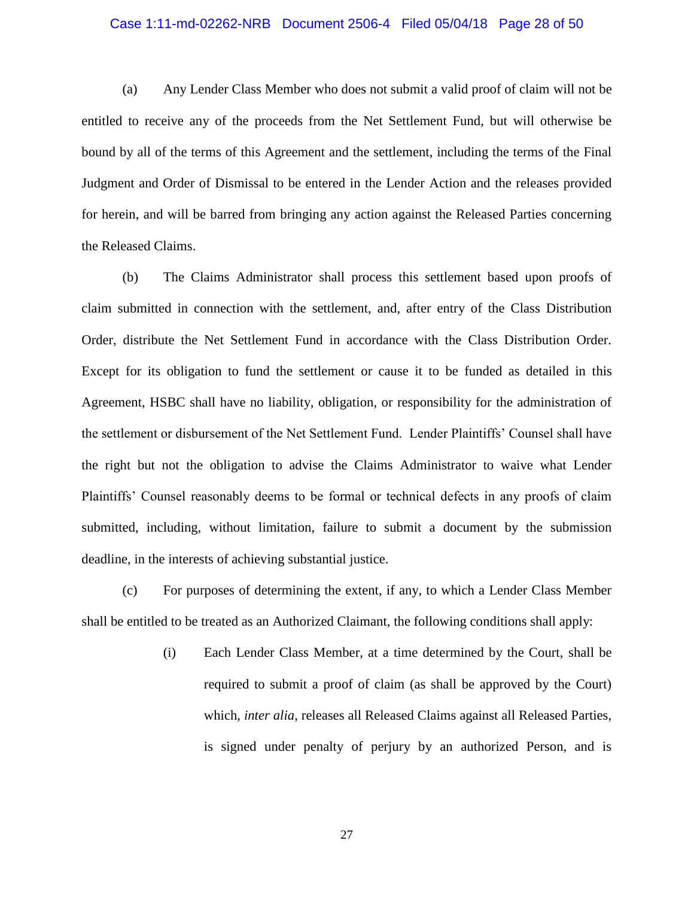(a) Any Lender Class Member who does not submit a valid proof of claim will not be entitled to receive any of the proceeds from the Net Settlement Fund, but will otherwise be bound by all of the terms of this Agreement and the settlement, including the terms of the Final Judgment and Order of Dismissal to be entered in the Lender Action and the releases provided for herein, and will be barred from bringing any action against the Released Parties concerning the Released Claims.

(b) The Claims Administrator shall process this settlement based upon proofs of claim submitted in connection with the settlement, and, after entry of the Class Distribution Order, distribute the Net Settlement Fund in accordance with the Class Distribution Order. Except for its obligation to fund the settlement or cause it to be funded as detailed in this Agreement, HSBC shall have no liability, obligation, or responsibility for the administration of the settlement or disbursement of the Net Settlement Fund. Lender Plaintiffs' Counsel shall have the right but not the obligation to advise the Claims Administrator to waive what Lender Plaintiffs' Counsel reasonably deems to be formal or technical defects in any proofs of claim submitted, including, without limitation, failure to submit a document by the submission deadline, in the interests of achieving substantial justice.

(c) For purposes of determining the extent, if any, to which a Lender Class Member shall be entitled to be treated as an Authorized Claimant, the following conditions shall apply:

> (i) Each Lender Class Member, at a time determined by the Court, shall be required to submit a proof of claim (as shall be approved by the Court) which, *inter alia*, releases all Released Claims against all Released Parties, is signed under penalty of perjury by an authorized Person, and is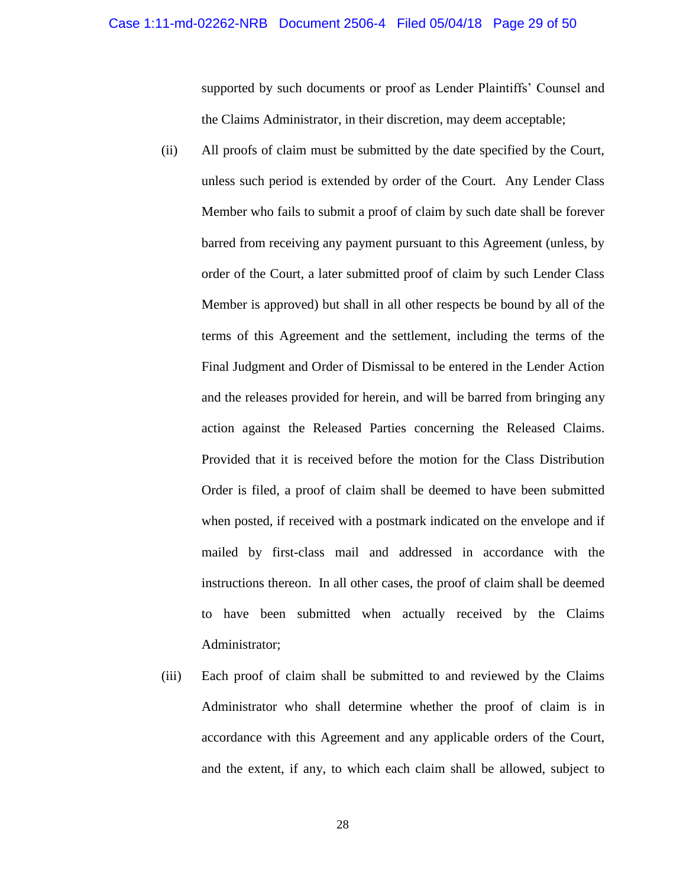supported by such documents or proof as Lender Plaintiffs' Counsel and the Claims Administrator, in their discretion, may deem acceptable;

(ii) All proofs of claim must be submitted by the date specified by the Court, unless such period is extended by order of the Court. Any Lender Class Member who fails to submit a proof of claim by such date shall be forever barred from receiving any payment pursuant to this Agreement (unless, by order of the Court, a later submitted proof of claim by such Lender Class Member is approved) but shall in all other respects be bound by all of the terms of this Agreement and the settlement, including the terms of the Final Judgment and Order of Dismissal to be entered in the Lender Action and the releases provided for herein, and will be barred from bringing any action against the Released Parties concerning the Released Claims. Provided that it is received before the motion for the Class Distribution Order is filed, a proof of claim shall be deemed to have been submitted when posted, if received with a postmark indicated on the envelope and if mailed by first-class mail and addressed in accordance with the instructions thereon. In all other cases, the proof of claim shall be deemed to have been submitted when actually received by the Claims Administrator;

(iii) Each proof of claim shall be submitted to and reviewed by the Claims Administrator who shall determine whether the proof of claim is in accordance with this Agreement and any applicable orders of the Court, and the extent, if any, to which each claim shall be allowed, subject to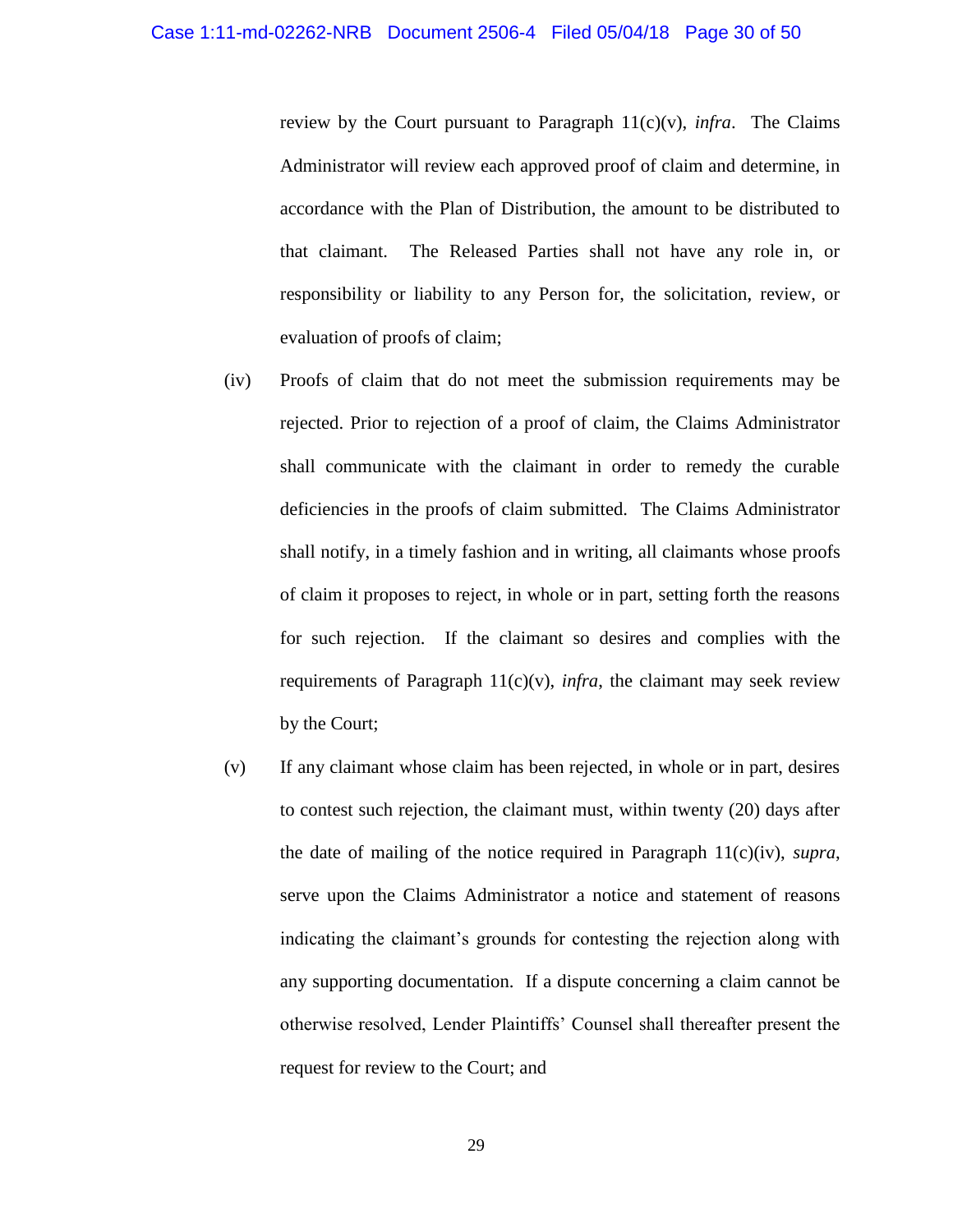review by the Court pursuant to Paragraph 11(c)(v), *infra*. The Claims Administrator will review each approved proof of claim and determine, in accordance with the Plan of Distribution, the amount to be distributed to that claimant. The Released Parties shall not have any role in, or responsibility or liability to any Person for, the solicitation, review, or evaluation of proofs of claim;

(iv) Proofs of claim that do not meet the submission requirements may be rejected. Prior to rejection of a proof of claim, the Claims Administrator shall communicate with the claimant in order to remedy the curable deficiencies in the proofs of claim submitted. The Claims Administrator shall notify, in a timely fashion and in writing, all claimants whose proofs of claim it proposes to reject, in whole or in part, setting forth the reasons for such rejection. If the claimant so desires and complies with the requirements of Paragraph 11(c)(v), *infra*, the claimant may seek review by the Court;

(v) If any claimant whose claim has been rejected, in whole or in part, desires to contest such rejection, the claimant must, within twenty (20) days after the date of mailing of the notice required in Paragraph 11(c)(iv), *supra*, serve upon the Claims Administrator a notice and statement of reasons indicating the claimant's grounds for contesting the rejection along with any supporting documentation. If a dispute concerning a claim cannot be otherwise resolved, Lender Plaintiffs' Counsel shall thereafter present the request for review to the Court; and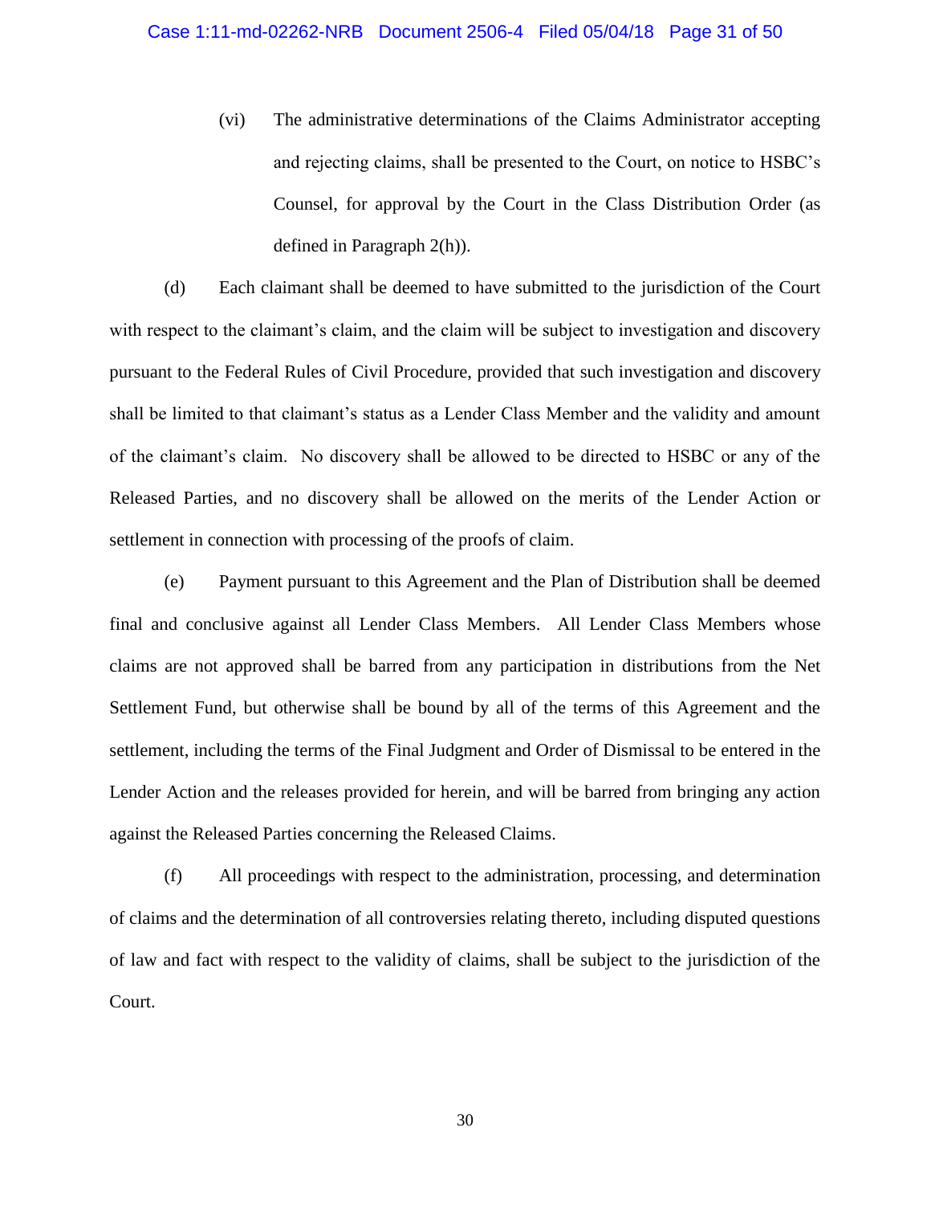(vi) The administrative determinations of the Claims Administrator accepting and rejecting claims, shall be presented to the Court, on notice to HSBC's Counsel, for approval by the Court in the Class Distribution Order (as defined in Paragraph 2(h)).

(d) Each claimant shall be deemed to have submitted to the jurisdiction of the Court with respect to the claimant's claim, and the claim will be subject to investigation and discovery pursuant to the Federal Rules of Civil Procedure, provided that such investigation and discovery shall be limited to that claimant's status as a Lender Class Member and the validity and amount of the claimant's claim. No discovery shall be allowed to be directed to HSBC or any of the Released Parties, and no discovery shall be allowed on the merits of the Lender Action or settlement in connection with processing of the proofs of claim.

(e) Payment pursuant to this Agreement and the Plan of Distribution shall be deemed final and conclusive against all Lender Class Members. All Lender Class Members whose claims are not approved shall be barred from any participation in distributions from the Net Settlement Fund, but otherwise shall be bound by all of the terms of this Agreement and the settlement, including the terms of the Final Judgment and Order of Dismissal to be entered in the Lender Action and the releases provided for herein, and will be barred from bringing any action against the Released Parties concerning the Released Claims.

(f) All proceedings with respect to the administration, processing, and determination of claims and the determination of all controversies relating thereto, including disputed questions of law and fact with respect to the validity of claims, shall be subject to the jurisdiction of the Court.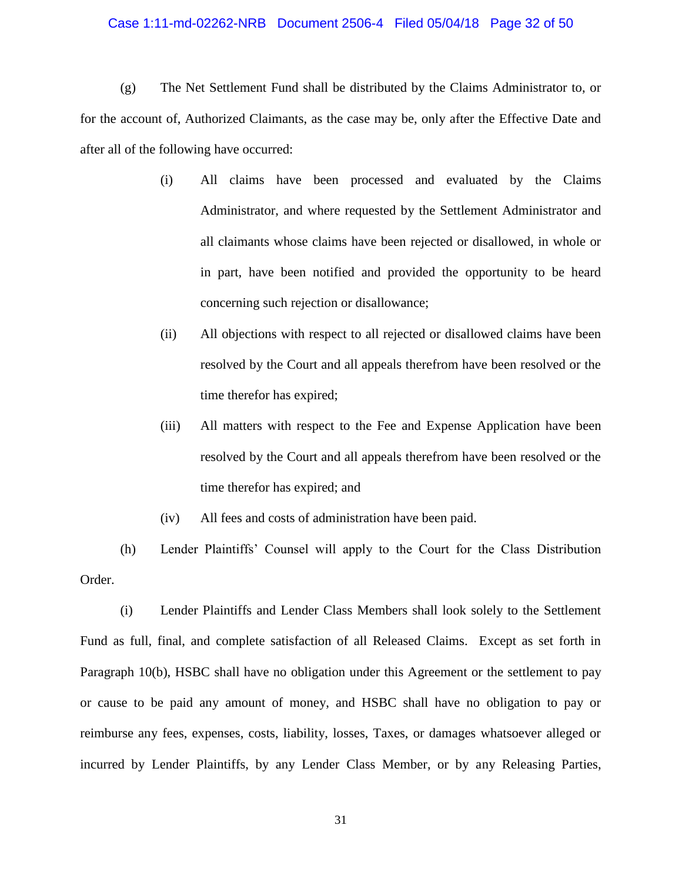(g) The Net Settlement Fund shall be distributed by the Claims Administrator to, or for the account of, Authorized Claimants, as the case may be, only after the Effective Date and after all of the following have occurred:

> (i) All claims have been processed and evaluated by the Claims Administrator, and where requested by the Settlement Administrator and all claimants whose claims have been rejected or disallowed, in whole or in part, have been notified and provided the opportunity to be heard concerning such rejection or disallowance;
>
> (ii) All objections with respect to all rejected or disallowed claims have been resolved by the Court and all appeals therefrom have been resolved or the time therefor has expired;
>
> (iii) All matters with respect to the Fee and Expense Application have been resolved by the Court and all appeals therefrom have been resolved or the time therefor has expired; and
>
> (iv) All fees and costs of administration have been paid.

(h) Lender Plaintiffs' Counsel will apply to the Court for the Class Distribution Order.

(i) Lender Plaintiffs and Lender Class Members shall look solely to the Settlement Fund as full, final, and complete satisfaction of all Released Claims. Except as set forth in Paragraph 10(b), HSBC shall have no obligation under this Agreement or the settlement to pay or cause to be paid any amount of money, and HSBC shall have no obligation to pay or reimburse any fees, expenses, costs, liability, losses, Taxes, or damages whatsoever alleged or incurred by Lender Plaintiffs, by any Lender Class Member, or by any Releasing Parties,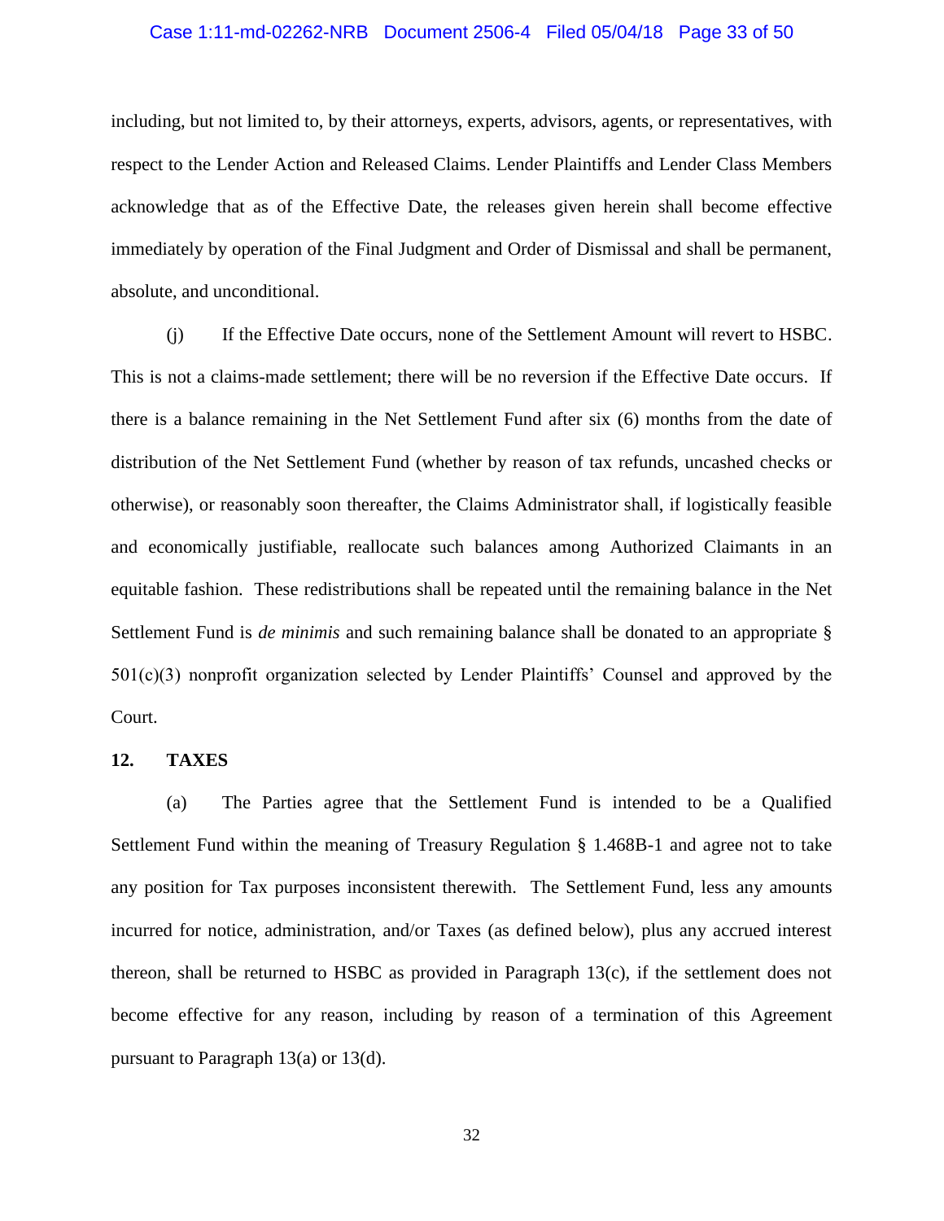including, but not limited to, by their attorneys, experts, advisors, agents, or representatives, with respect to the Lender Action and Released Claims. Lender Plaintiffs and Lender Class Members acknowledge that as of the Effective Date, the releases given herein shall become effective immediately by operation of the Final Judgment and Order of Dismissal and shall be permanent, absolute, and unconditional.

(j) If the Effective Date occurs, none of the Settlement Amount will revert to HSBC. This is not a claims-made settlement; there will be no reversion if the Effective Date occurs. If there is a balance remaining in the Net Settlement Fund after six (6) months from the date of distribution of the Net Settlement Fund (whether by reason of tax refunds, uncashed checks or otherwise), or reasonably soon thereafter, the Claims Administrator shall, if logistically feasible and economically justifiable, reallocate such balances among Authorized Claimants in an equitable fashion. These redistributions shall be repeated until the remaining balance in the Net Settlement Fund is *de minimis* and such remaining balance shall be donated to an appropriate § 501(c)(3) nonprofit organization selected by Lender Plaintiffs' Counsel and approved by the Court.

**12. TAXES**

(a) The Parties agree that the Settlement Fund is intended to be a Qualified Settlement Fund within the meaning of Treasury Regulation § 1.468B-1 and agree not to take any position for Tax purposes inconsistent therewith. The Settlement Fund, less any amounts incurred for notice, administration, and/or Taxes (as defined below), plus any accrued interest thereon, shall be returned to HSBC as provided in Paragraph 13(c), if the settlement does not become effective for any reason, including by reason of a termination of this Agreement pursuant to Paragraph 13(a) or 13(d).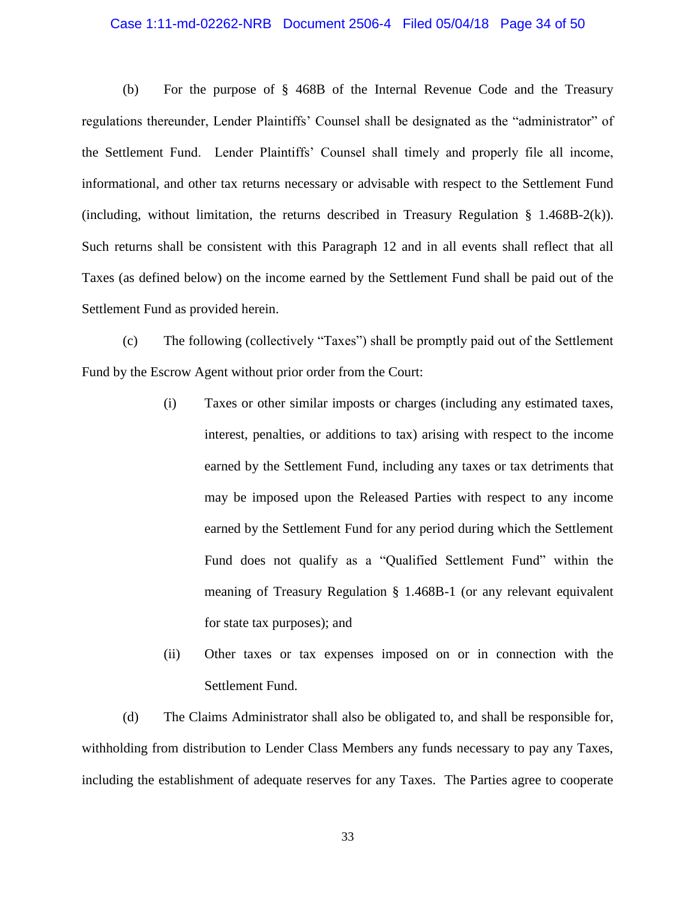(b) For the purpose of § 468B of the Internal Revenue Code and the Treasury regulations thereunder, Lender Plaintiffs' Counsel shall be designated as the "administrator" of the Settlement Fund. Lender Plaintiffs' Counsel shall timely and properly file all income, informational, and other tax returns necessary or advisable with respect to the Settlement Fund (including, without limitation, the returns described in Treasury Regulation § 1.468B-2(k)). Such returns shall be consistent with this Paragraph 12 and in all events shall reflect that all Taxes (as defined below) on the income earned by the Settlement Fund shall be paid out of the Settlement Fund as provided herein.

(c) The following (collectively "Taxes") shall be promptly paid out of the Settlement Fund by the Escrow Agent without prior order from the Court:

> (i) Taxes or other similar imposts or charges (including any estimated taxes, interest, penalties, or additions to tax) arising with respect to the income earned by the Settlement Fund, including any taxes or tax detriments that may be imposed upon the Released Parties with respect to any income earned by the Settlement Fund for any period during which the Settlement Fund does not qualify as a "Qualified Settlement Fund" within the meaning of Treasury Regulation § 1.468B-1 (or any relevant equivalent for state tax purposes); and
>
> (ii) Other taxes or tax expenses imposed on or in connection with the Settlement Fund.

(d) The Claims Administrator shall also be obligated to, and shall be responsible for, withholding from distribution to Lender Class Members any funds necessary to pay any Taxes, including the establishment of adequate reserves for any Taxes. The Parties agree to cooperate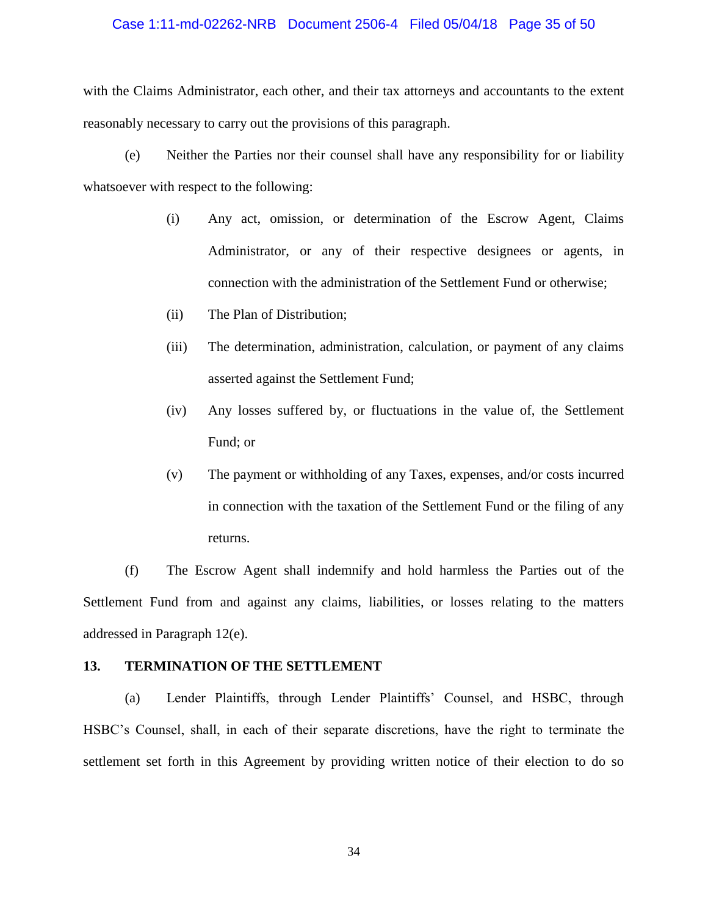with the Claims Administrator, each other, and their tax attorneys and accountants to the extent reasonably necessary to carry out the provisions of this paragraph.

(e) Neither the Parties nor their counsel shall have any responsibility for or liability whatsoever with respect to the following:

> (i) Any act, omission, or determination of the Escrow Agent, Claims Administrator, or any of their respective designees or agents, in connection with the administration of the Settlement Fund or otherwise;
>
> (ii) The Plan of Distribution;
>
> (iii) The determination, administration, calculation, or payment of any claims asserted against the Settlement Fund;
>
> (iv) Any losses suffered by, or fluctuations in the value of, the Settlement Fund; or
>
> (v) The payment or withholding of any Taxes, expenses, and/or costs incurred in connection with the taxation of the Settlement Fund or the filing of any returns.

(f) The Escrow Agent shall indemnify and hold harmless the Parties out of the Settlement Fund from and against any claims, liabilities, or losses relating to the matters addressed in Paragraph 12(e).

## 13. TERMINATION OF THE SETTLEMENT

(a) Lender Plaintiffs, through Lender Plaintiffs' Counsel, and HSBC, through HSBC's Counsel, shall, in each of their separate discretions, have the right to terminate the settlement set forth in this Agreement by providing written notice of their election to do so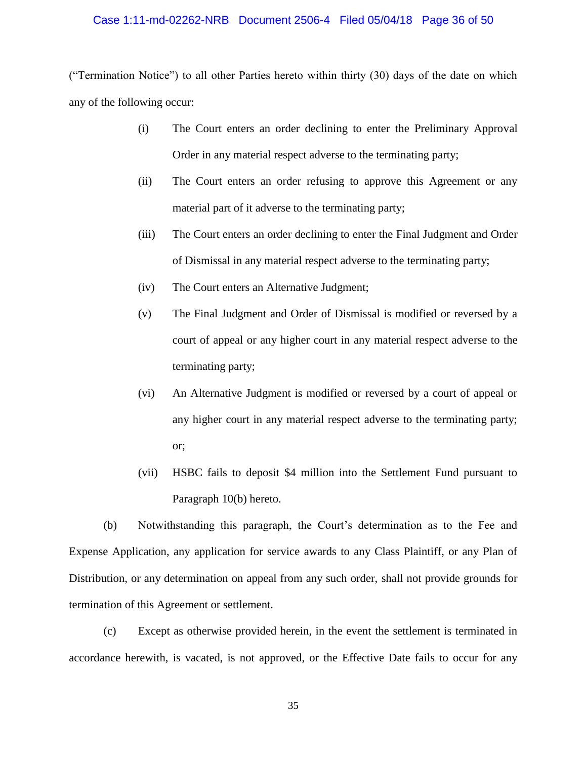("Termination Notice") to all other Parties hereto within thirty (30) days of the date on which any of the following occur:

(i) The Court enters an order declining to enter the Preliminary Approval Order in any material respect adverse to the terminating party;

(ii) The Court enters an order refusing to approve this Agreement or any material part of it adverse to the terminating party;

(iii) The Court enters an order declining to enter the Final Judgment and Order of Dismissal in any material respect adverse to the terminating party;

(iv) The Court enters an Alternative Judgment;

(v) The Final Judgment and Order of Dismissal is modified or reversed by a court of appeal or any higher court in any material respect adverse to the terminating party;

(vi) An Alternative Judgment is modified or reversed by a court of appeal or any higher court in any material respect adverse to the terminating party; or;

(vii) HSBC fails to deposit $4 million into the Settlement Fund pursuant to Paragraph 10(b) hereto.

(b) Notwithstanding this paragraph, the Court's determination as to the Fee and Expense Application, any application for service awards to any Class Plaintiff, or any Plan of Distribution, or any determination on appeal from any such order, shall not provide grounds for termination of this Agreement or settlement.

(c) Except as otherwise provided herein, in the event the settlement is terminated in accordance herewith, is vacated, is not approved, or the Effective Date fails to occur for any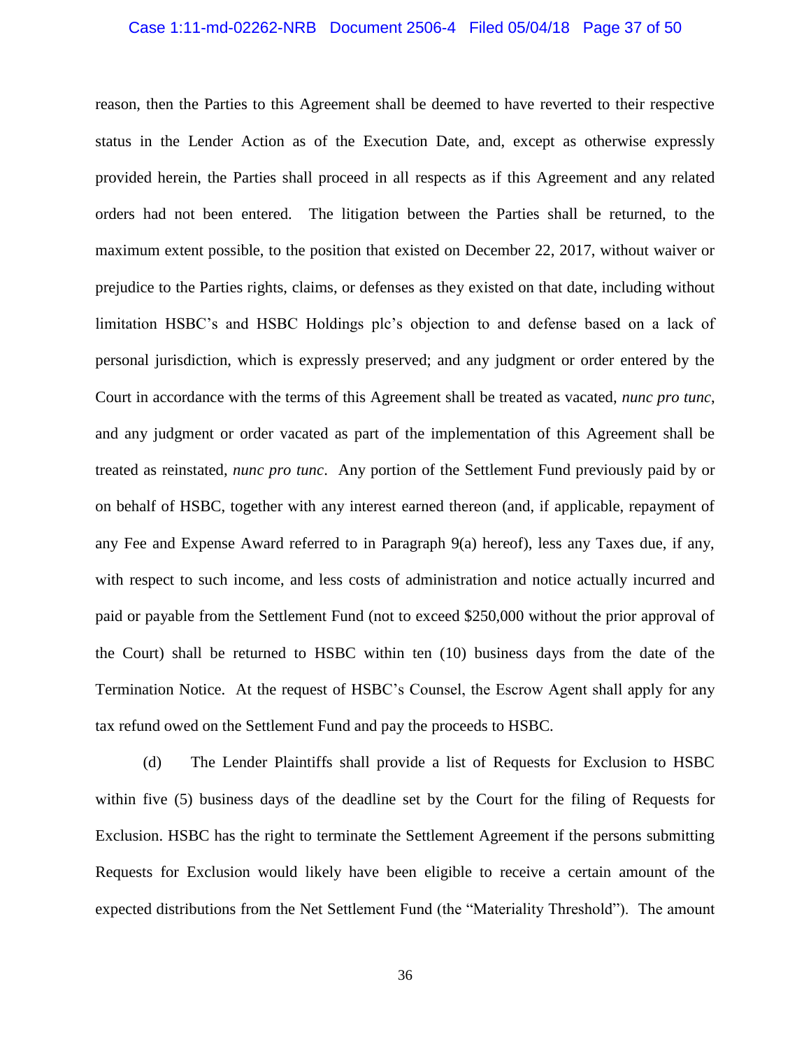reason, then the Parties to this Agreement shall be deemed to have reverted to their respective status in the Lender Action as of the Execution Date, and, except as otherwise expressly provided herein, the Parties shall proceed in all respects as if this Agreement and any related orders had not been entered. The litigation between the Parties shall be returned, to the maximum extent possible, to the position that existed on December 22, 2017, without waiver or prejudice to the Parties rights, claims, or defenses as they existed on that date, including without limitation HSBC's and HSBC Holdings plc's objection to and defense based on a lack of personal jurisdiction, which is expressly preserved; and any judgment or order entered by the Court in accordance with the terms of this Agreement shall be treated as vacated, *nunc pro tunc*, and any judgment or order vacated as part of the implementation of this Agreement shall be treated as reinstated, *nunc pro tunc*. Any portion of the Settlement Fund previously paid by or on behalf of HSBC, together with any interest earned thereon (and, if applicable, repayment of any Fee and Expense Award referred to in Paragraph 9(a) hereof), less any Taxes due, if any, with respect to such income, and less costs of administration and notice actually incurred and paid or payable from the Settlement Fund (not to exceed $250,000 without the prior approval of the Court) shall be returned to HSBC within ten (10) business days from the date of the Termination Notice. At the request of HSBC's Counsel, the Escrow Agent shall apply for any tax refund owed on the Settlement Fund and pay the proceeds to HSBC.

(d) The Lender Plaintiffs shall provide a list of Requests for Exclusion to HSBC within five (5) business days of the deadline set by the Court for the filing of Requests for Exclusion. HSBC has the right to terminate the Settlement Agreement if the persons submitting Requests for Exclusion would likely have been eligible to receive a certain amount of the expected distributions from the Net Settlement Fund (the "Materiality Threshold"). The amount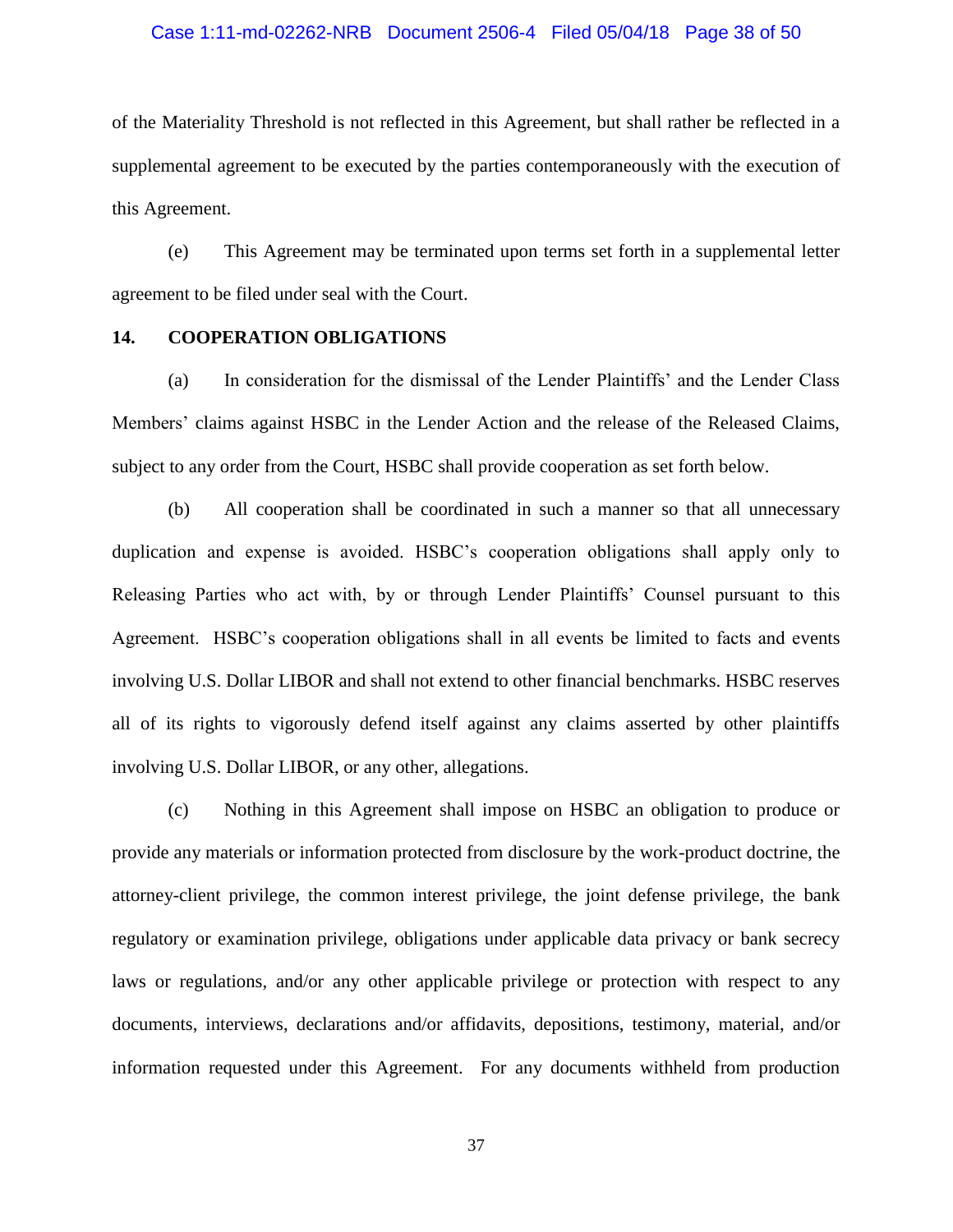of the Materiality Threshold is not reflected in this Agreement, but shall rather be reflected in a supplemental agreement to be executed by the parties contemporaneously with the execution of this Agreement.

(e) This Agreement may be terminated upon terms set forth in a supplemental letter agreement to be filed under seal with the Court.

## 14. COOPERATION OBLIGATIONS

(a) In consideration for the dismissal of the Lender Plaintiffs' and the Lender Class Members' claims against HSBC in the Lender Action and the release of the Released Claims, subject to any order from the Court, HSBC shall provide cooperation as set forth below.

(b) All cooperation shall be coordinated in such a manner so that all unnecessary duplication and expense is avoided. HSBC's cooperation obligations shall apply only to Releasing Parties who act with, by or through Lender Plaintiffs' Counsel pursuant to this Agreement. HSBC's cooperation obligations shall in all events be limited to facts and events involving U.S. Dollar LIBOR and shall not extend to other financial benchmarks. HSBC reserves all of its rights to vigorously defend itself against any claims asserted by other plaintiffs involving U.S. Dollar LIBOR, or any other, allegations.

(c) Nothing in this Agreement shall impose on HSBC an obligation to produce or provide any materials or information protected from disclosure by the work-product doctrine, the attorney-client privilege, the common interest privilege, the joint defense privilege, the bank regulatory or examination privilege, obligations under applicable data privacy or bank secrecy laws or regulations, and/or any other applicable privilege or protection with respect to any documents, interviews, declarations and/or affidavits, depositions, testimony, material, and/or information requested under this Agreement. For any documents withheld from production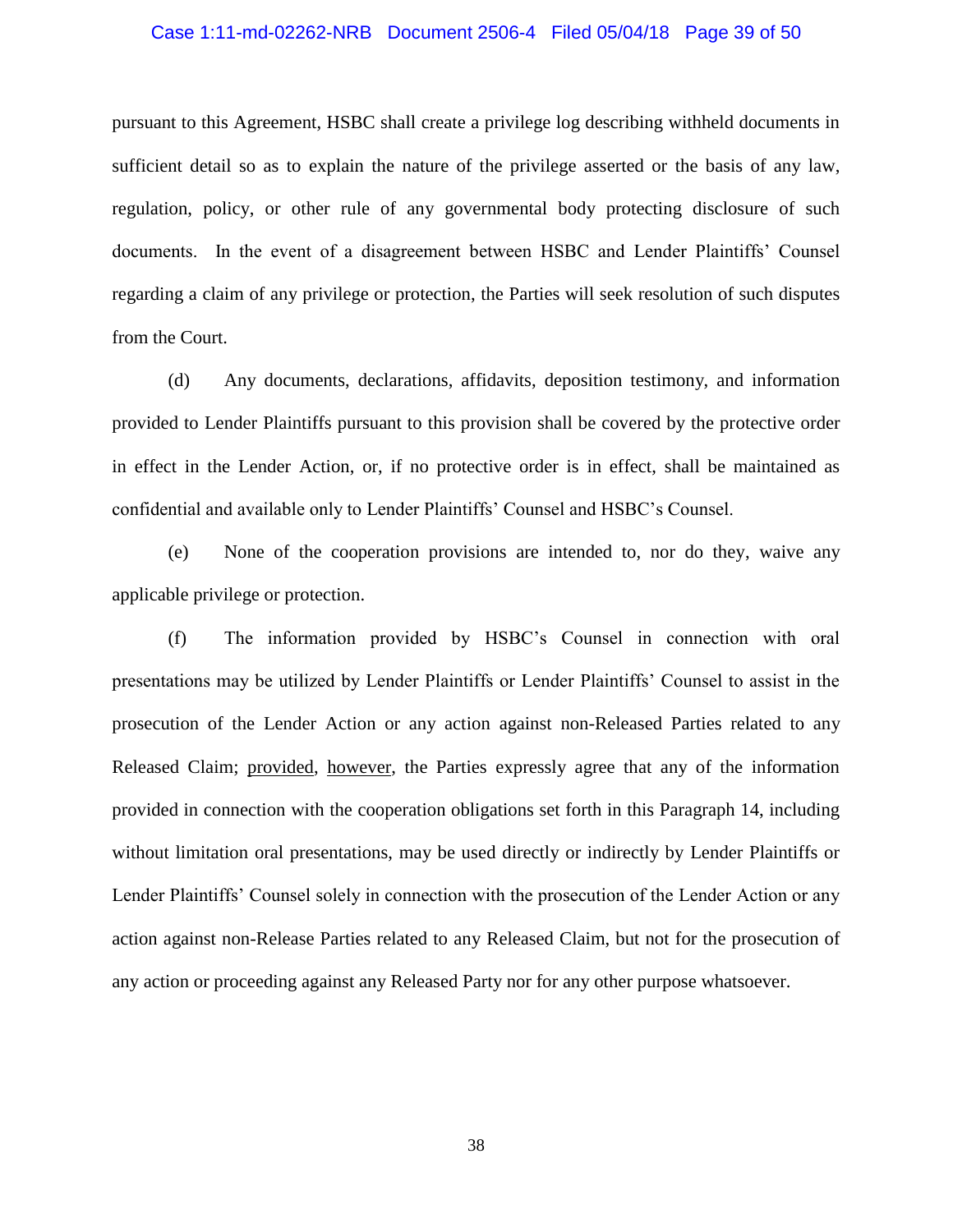pursuant to this Agreement, HSBC shall create a privilege log describing withheld documents in sufficient detail so as to explain the nature of the privilege asserted or the basis of any law, regulation, policy, or other rule of any governmental body protecting disclosure of such documents. In the event of a disagreement between HSBC and Lender Plaintiffs' Counsel regarding a claim of any privilege or protection, the Parties will seek resolution of such disputes from the Court.

(d) Any documents, declarations, affidavits, deposition testimony, and information provided to Lender Plaintiffs pursuant to this provision shall be covered by the protective order in effect in the Lender Action, or, if no protective order is in effect, shall be maintained as confidential and available only to Lender Plaintiffs' Counsel and HSBC's Counsel.

(e) None of the cooperation provisions are intended to, nor do they, waive any applicable privilege or protection.

(f) The information provided by HSBC's Counsel in connection with oral presentations may be utilized by Lender Plaintiffs or Lender Plaintiffs' Counsel to assist in the prosecution of the Lender Action or any action against non-Released Parties related to any Released Claim; provided, however, the Parties expressly agree that any of the information provided in connection with the cooperation obligations set forth in this Paragraph 14, including without limitation oral presentations, may be used directly or indirectly by Lender Plaintiffs or Lender Plaintiffs' Counsel solely in connection with the prosecution of the Lender Action or any action against non-Release Parties related to any Released Claim, but not for the prosecution of any action or proceeding against any Released Party nor for any other purpose whatsoever.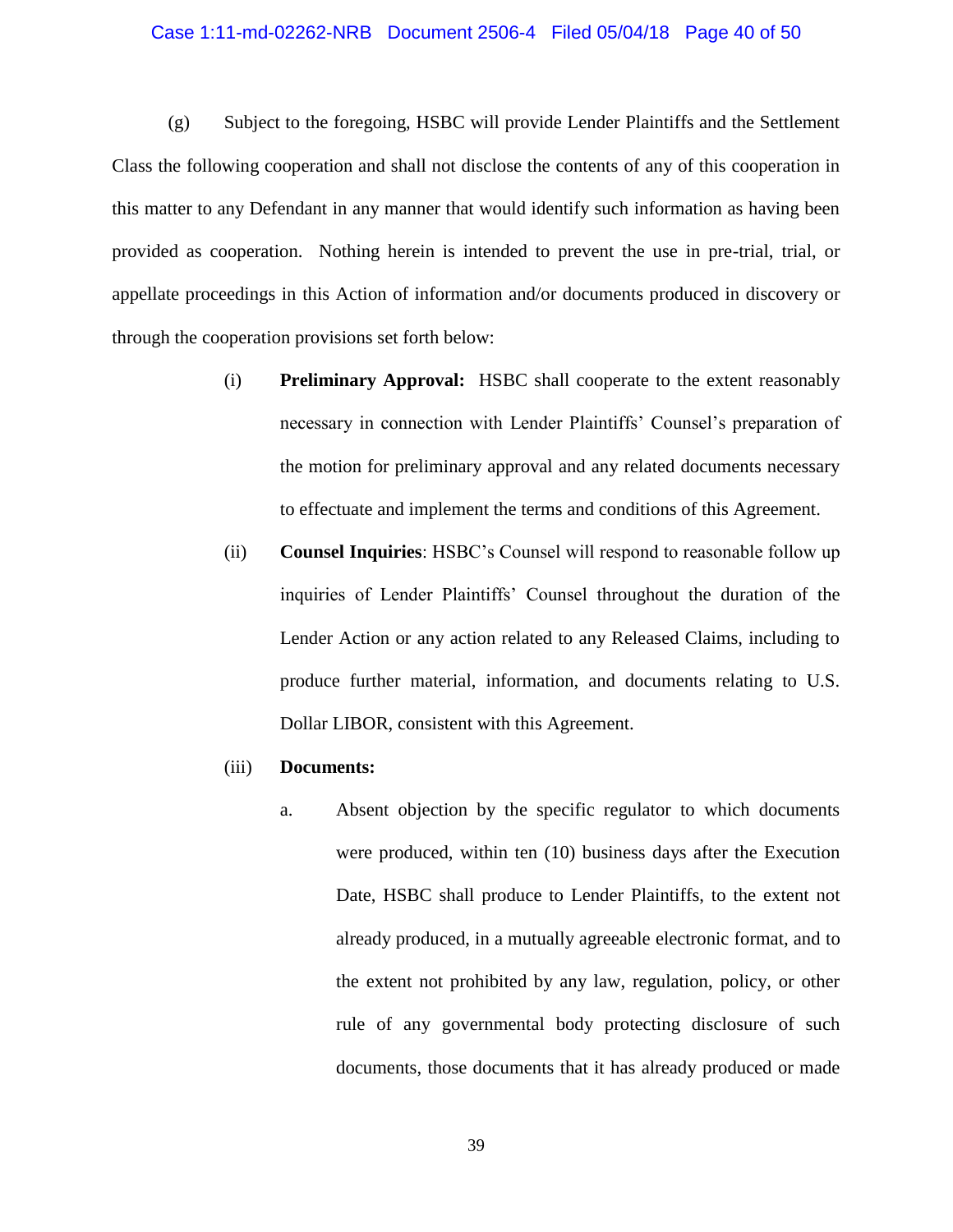(g) Subject to the foregoing, HSBC will provide Lender Plaintiffs and the Settlement Class the following cooperation and shall not disclose the contents of any of this cooperation in this matter to any Defendant in any manner that would identify such information as having been provided as cooperation. Nothing herein is intended to prevent the use in pre-trial, trial, or appellate proceedings in this Action of information and/or documents produced in discovery or through the cooperation provisions set forth below:

(i) **Preliminary Approval:** HSBC shall cooperate to the extent reasonably necessary in connection with Lender Plaintiffs' Counsel's preparation of the motion for preliminary approval and any related documents necessary to effectuate and implement the terms and conditions of this Agreement.

(ii) **Counsel Inquiries**: HSBC's Counsel will respond to reasonable follow up inquiries of Lender Plaintiffs' Counsel throughout the duration of the Lender Action or any action related to any Released Claims, including to produce further material, information, and documents relating to U.S. Dollar LIBOR, consistent with this Agreement.

(iii) **Documents:**

a. Absent objection by the specific regulator to which documents were produced, within ten (10) business days after the Execution Date, HSBC shall produce to Lender Plaintiffs, to the extent not already produced, in a mutually agreeable electronic format, and to the extent not prohibited by any law, regulation, policy, or other rule of any governmental body protecting disclosure of such documents, those documents that it has already produced or made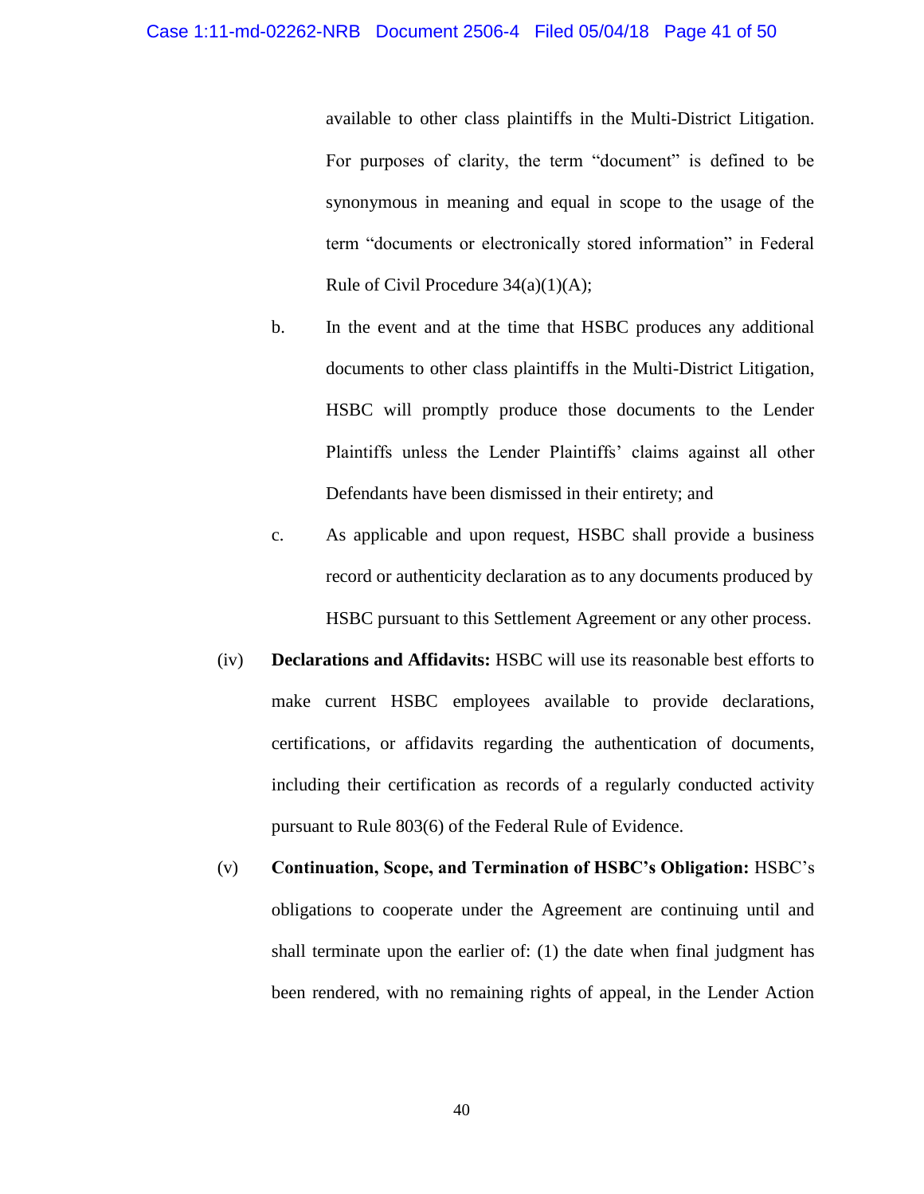available to other class plaintiffs in the Multi-District Litigation. For purposes of clarity, the term "document" is defined to be synonymous in meaning and equal in scope to the usage of the term "documents or electronically stored information" in Federal Rule of Civil Procedure 34(a)(1)(A);

b. In the event and at the time that HSBC produces any additional documents to other class plaintiffs in the Multi-District Litigation, HSBC will promptly produce those documents to the Lender Plaintiffs unless the Lender Plaintiffs' claims against all other Defendants have been dismissed in their entirety; and

c. As applicable and upon request, HSBC shall provide a business record or authenticity declaration as to any documents produced by HSBC pursuant to this Settlement Agreement or any other process.

(iv) **Declarations and Affidavits:** HSBC will use its reasonable best efforts to make current HSBC employees available to provide declarations, certifications, or affidavits regarding the authentication of documents, including their certification as records of a regularly conducted activity pursuant to Rule 803(6) of the Federal Rule of Evidence.

(v) **Continuation, Scope, and Termination of HSBC's Obligation:** HSBC's obligations to cooperate under the Agreement are continuing until and shall terminate upon the earlier of: (1) the date when final judgment has been rendered, with no remaining rights of appeal, in the Lender Action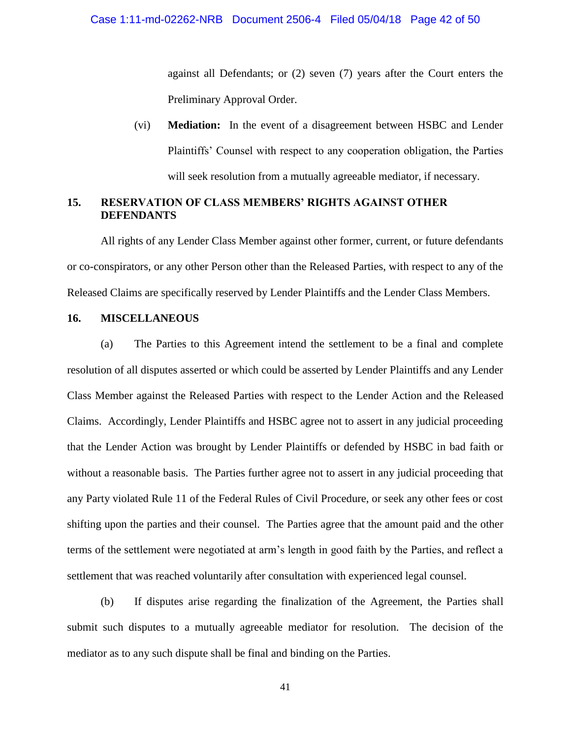against all Defendants; or (2) seven (7) years after the Court enters the Preliminary Approval Order.

(vi) **Mediation:** In the event of a disagreement between HSBC and Lender Plaintiffs' Counsel with respect to any cooperation obligation, the Parties will seek resolution from a mutually agreeable mediator, if necessary.

## 15. RESERVATION OF CLASS MEMBERS' RIGHTS AGAINST OTHER DEFENDANTS

All rights of any Lender Class Member against other former, current, or future defendants or co-conspirators, or any other Person other than the Released Parties, with respect to any of the Released Claims are specifically reserved by Lender Plaintiffs and the Lender Class Members.

## 16. MISCELLANEOUS

(a) The Parties to this Agreement intend the settlement to be a final and complete resolution of all disputes asserted or which could be asserted by Lender Plaintiffs and any Lender Class Member against the Released Parties with respect to the Lender Action and the Released Claims. Accordingly, Lender Plaintiffs and HSBC agree not to assert in any judicial proceeding that the Lender Action was brought by Lender Plaintiffs or defended by HSBC in bad faith or without a reasonable basis. The Parties further agree not to assert in any judicial proceeding that any Party violated Rule 11 of the Federal Rules of Civil Procedure, or seek any other fees or cost shifting upon the parties and their counsel. The Parties agree that the amount paid and the other terms of the settlement were negotiated at arm's length in good faith by the Parties, and reflect a settlement that was reached voluntarily after consultation with experienced legal counsel.

(b) If disputes arise regarding the finalization of the Agreement, the Parties shall submit such disputes to a mutually agreeable mediator for resolution. The decision of the mediator as to any such dispute shall be final and binding on the Parties.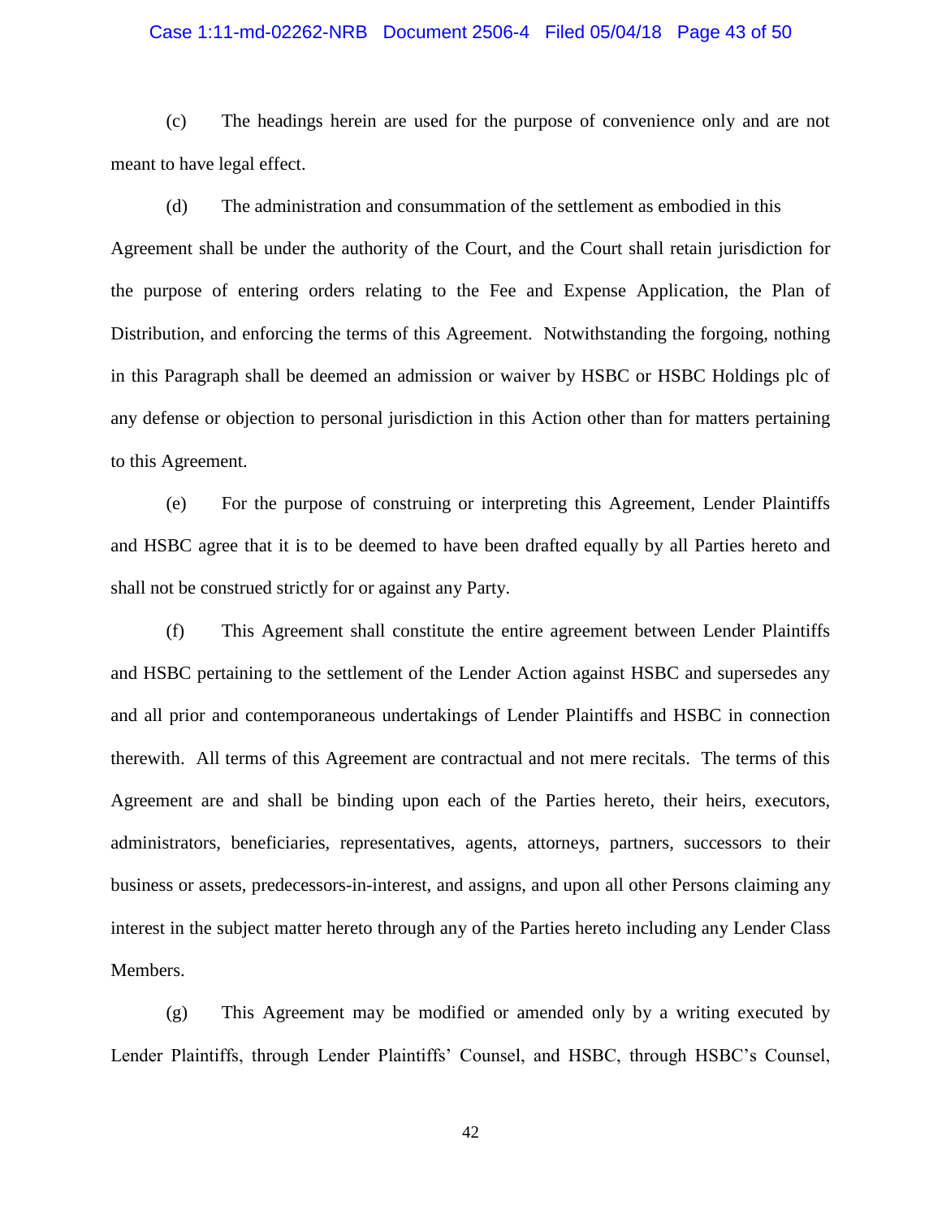(c) The headings herein are used for the purpose of convenience only and are not meant to have legal effect.

(d) The administration and consummation of the settlement as embodied in this Agreement shall be under the authority of the Court, and the Court shall retain jurisdiction for the purpose of entering orders relating to the Fee and Expense Application, the Plan of Distribution, and enforcing the terms of this Agreement. Notwithstanding the forgoing, nothing in this Paragraph shall be deemed an admission or waiver by HSBC or HSBC Holdings plc of any defense or objection to personal jurisdiction in this Action other than for matters pertaining to this Agreement.

(e) For the purpose of construing or interpreting this Agreement, Lender Plaintiffs and HSBC agree that it is to be deemed to have been drafted equally by all Parties hereto and shall not be construed strictly for or against any Party.

(f) This Agreement shall constitute the entire agreement between Lender Plaintiffs and HSBC pertaining to the settlement of the Lender Action against HSBC and supersedes any and all prior and contemporaneous undertakings of Lender Plaintiffs and HSBC in connection therewith. All terms of this Agreement are contractual and not mere recitals. The terms of this Agreement are and shall be binding upon each of the Parties hereto, their heirs, executors, administrators, beneficiaries, representatives, agents, attorneys, partners, successors to their business or assets, predecessors-in-interest, and assigns, and upon all other Persons claiming any interest in the subject matter hereto through any of the Parties hereto including any Lender Class Members.

(g) This Agreement may be modified or amended only by a writing executed by Lender Plaintiffs, through Lender Plaintiffs' Counsel, and HSBC, through HSBC's Counsel,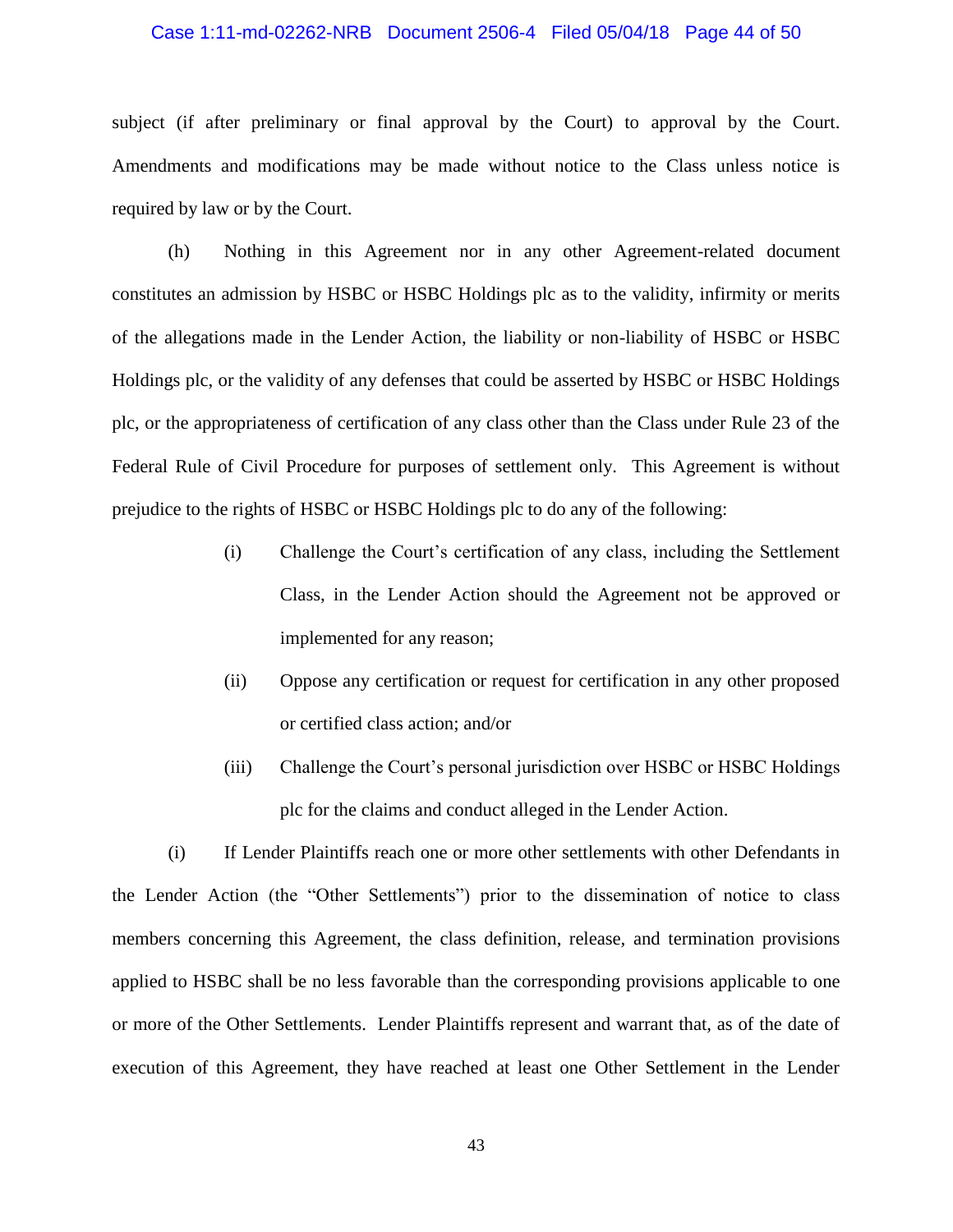subject (if after preliminary or final approval by the Court) to approval by the Court. Amendments and modifications may be made without notice to the Class unless notice is required by law or by the Court.

(h) Nothing in this Agreement nor in any other Agreement-related document constitutes an admission by HSBC or HSBC Holdings plc as to the validity, infirmity or merits of the allegations made in the Lender Action, the liability or non-liability of HSBC or HSBC Holdings plc, or the validity of any defenses that could be asserted by HSBC or HSBC Holdings plc, or the appropriateness of certification of any class other than the Class under Rule 23 of the Federal Rule of Civil Procedure for purposes of settlement only. This Agreement is without prejudice to the rights of HSBC or HSBC Holdings plc to do any of the following:

> (i) Challenge the Court's certification of any class, including the Settlement Class, in the Lender Action should the Agreement not be approved or implemented for any reason;
>
> (ii) Oppose any certification or request for certification in any other proposed or certified class action; and/or
>
> (iii) Challenge the Court's personal jurisdiction over HSBC or HSBC Holdings plc for the claims and conduct alleged in the Lender Action.

(i) If Lender Plaintiffs reach one or more other settlements with other Defendants in the Lender Action (the "Other Settlements") prior to the dissemination of notice to class members concerning this Agreement, the class definition, release, and termination provisions applied to HSBC shall be no less favorable than the corresponding provisions applicable to one or more of the Other Settlements. Lender Plaintiffs represent and warrant that, as of the date of execution of this Agreement, they have reached at least one Other Settlement in the Lender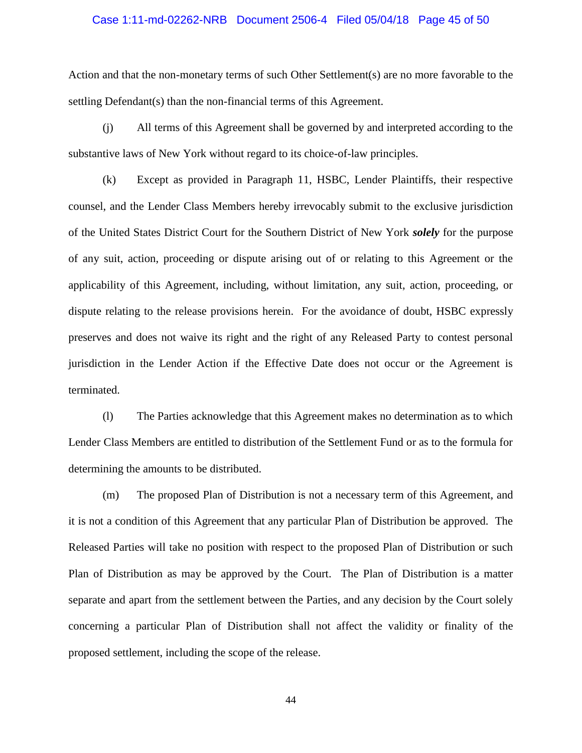Action and that the non-monetary terms of such Other Settlement(s) are no more favorable to the settling Defendant(s) than the non-financial terms of this Agreement.

(j) All terms of this Agreement shall be governed by and interpreted according to the substantive laws of New York without regard to its choice-of-law principles.

(k) Except as provided in Paragraph 11, HSBC, Lender Plaintiffs, their respective counsel, and the Lender Class Members hereby irrevocably submit to the exclusive jurisdiction of the United States District Court for the Southern District of New York ***solely*** for the purpose of any suit, action, proceeding or dispute arising out of or relating to this Agreement or the applicability of this Agreement, including, without limitation, any suit, action, proceeding, or dispute relating to the release provisions herein. For the avoidance of doubt, HSBC expressly preserves and does not waive its right and the right of any Released Party to contest personal jurisdiction in the Lender Action if the Effective Date does not occur or the Agreement is terminated.

(l) The Parties acknowledge that this Agreement makes no determination as to which Lender Class Members are entitled to distribution of the Settlement Fund or as to the formula for determining the amounts to be distributed.

(m) The proposed Plan of Distribution is not a necessary term of this Agreement, and it is not a condition of this Agreement that any particular Plan of Distribution be approved. The Released Parties will take no position with respect to the proposed Plan of Distribution or such Plan of Distribution as may be approved by the Court. The Plan of Distribution is a matter separate and apart from the settlement between the Parties, and any decision by the Court solely concerning a particular Plan of Distribution shall not affect the validity or finality of the proposed settlement, including the scope of the release.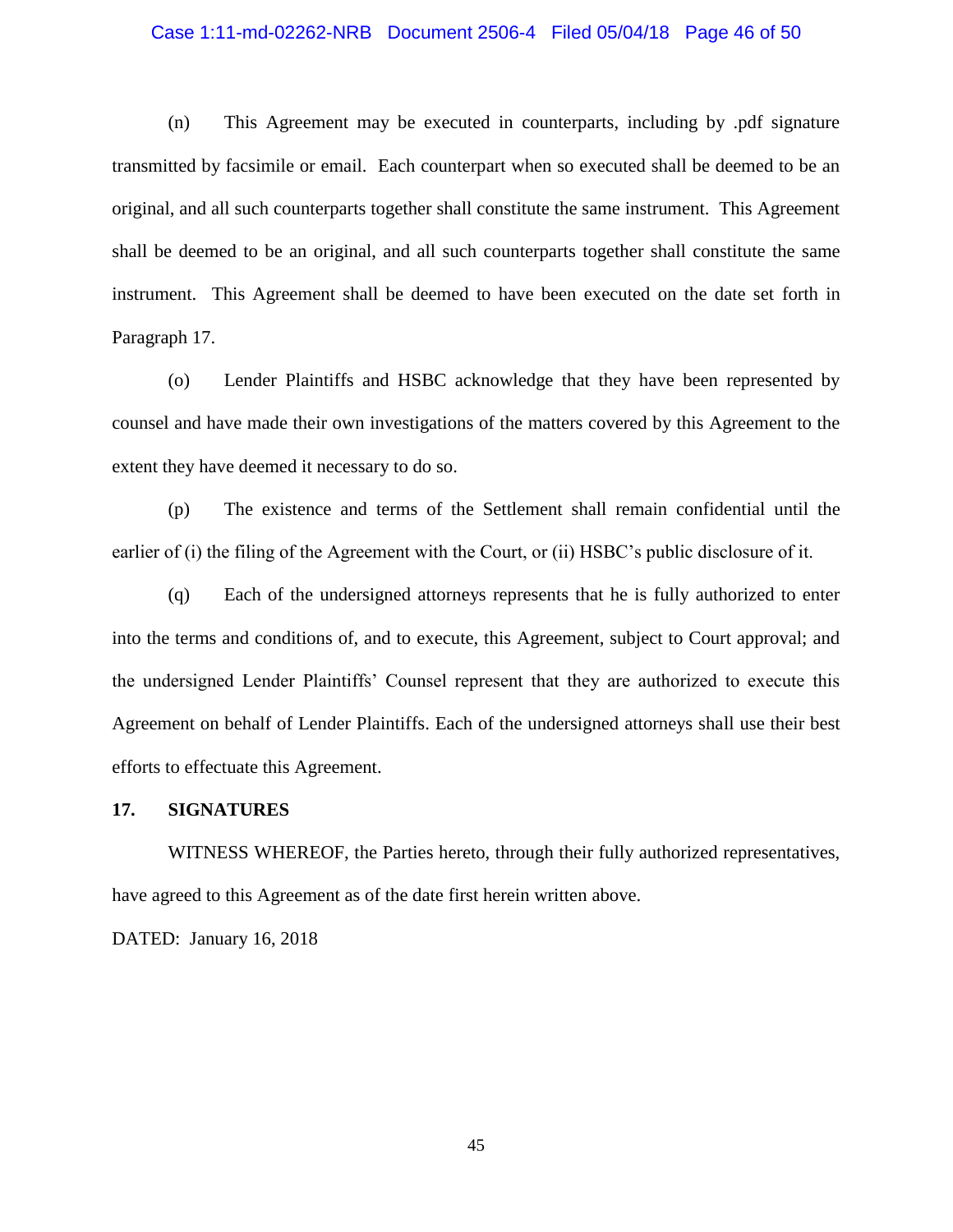(n) This Agreement may be executed in counterparts, including by .pdf signature transmitted by facsimile or email. Each counterpart when so executed shall be deemed to be an original, and all such counterparts together shall constitute the same instrument. This Agreement shall be deemed to be an original, and all such counterparts together shall constitute the same instrument. This Agreement shall be deemed to have been executed on the date set forth in Paragraph 17.

(o) Lender Plaintiffs and HSBC acknowledge that they have been represented by counsel and have made their own investigations of the matters covered by this Agreement to the extent they have deemed it necessary to do so.

(p) The existence and terms of the Settlement shall remain confidential until the earlier of (i) the filing of the Agreement with the Court, or (ii) HSBC's public disclosure of it.

(q) Each of the undersigned attorneys represents that he is fully authorized to enter into the terms and conditions of, and to execute, this Agreement, subject to Court approval; and the undersigned Lender Plaintiffs' Counsel represent that they are authorized to execute this Agreement on behalf of Lender Plaintiffs. Each of the undersigned attorneys shall use their best efforts to effectuate this Agreement.

**17. SIGNATURES**

WITNESS WHEREOF, the Parties hereto, through their fully authorized representatives, have agreed to this Agreement as of the date first herein written above.

DATED: January 16, 2018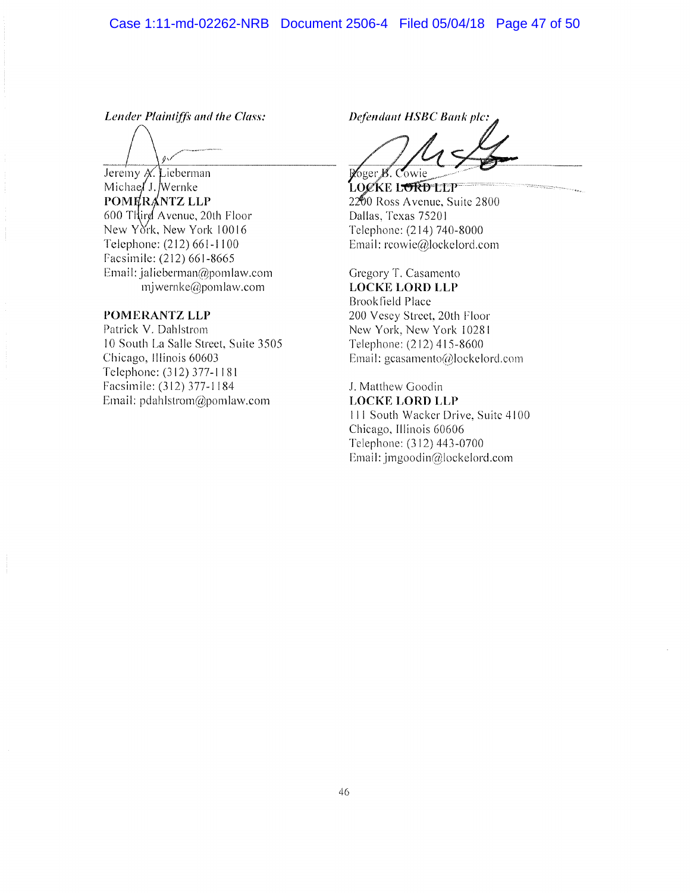*Lender Plaintiffs and the Class:*

Jeremy A. Lieberman
Michael J. Wernke
**POMERANTZ LLP**
600 Third Avenue, 20th Floor
New York, New York 10016
Telephone: (212) 661-1100
Facsimile: (212) 661-8665
Email: jalieberman@pomlaw.com
mjwernke@pomlaw.com

**POMERANTZ LLP**
Patrick V. Dahlstrom
10 South La Salle Street, Suite 3505
Chicago, Illinois 60603
Telephone: (312) 377-1181
Facsimile: (312) 377-1184
Email: pdahlstrom@pomlaw.com

*Defendant HSBC Bank plc:*

Roger B. Cowie
**LOCKE LORD LLP**
2200 Ross Avenue, Suite 2800
Dallas, Texas 75201
Telephone: (214) 740-8000
Email: rcowie@lockelord.com

Gregory T. Casamento
**LOCKE LORD LLP**
Brookfield Place
200 Vesey Street, 20th Floor
New York, New York 10281
Telephone: (212) 415-8600
Email: gcasamento@lockelord.com

J. Matthew Goodin
**LOCKE LORD LLP**
111 South Wacker Drive, Suite 4100
Chicago, Illinois 60606
Telephone: (312) 443-0700
Email: jmgoodin@lockelord.com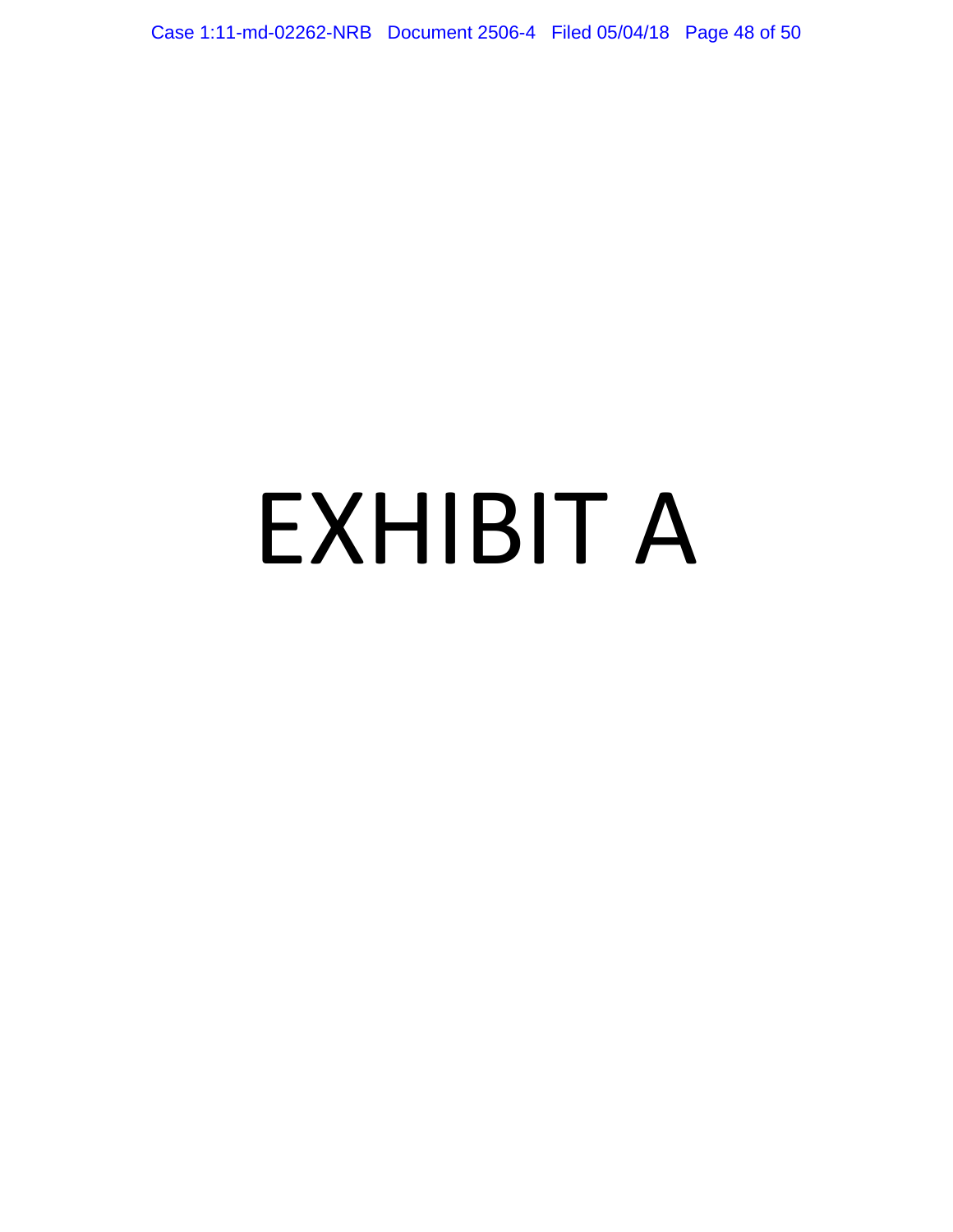# EXHIBIT A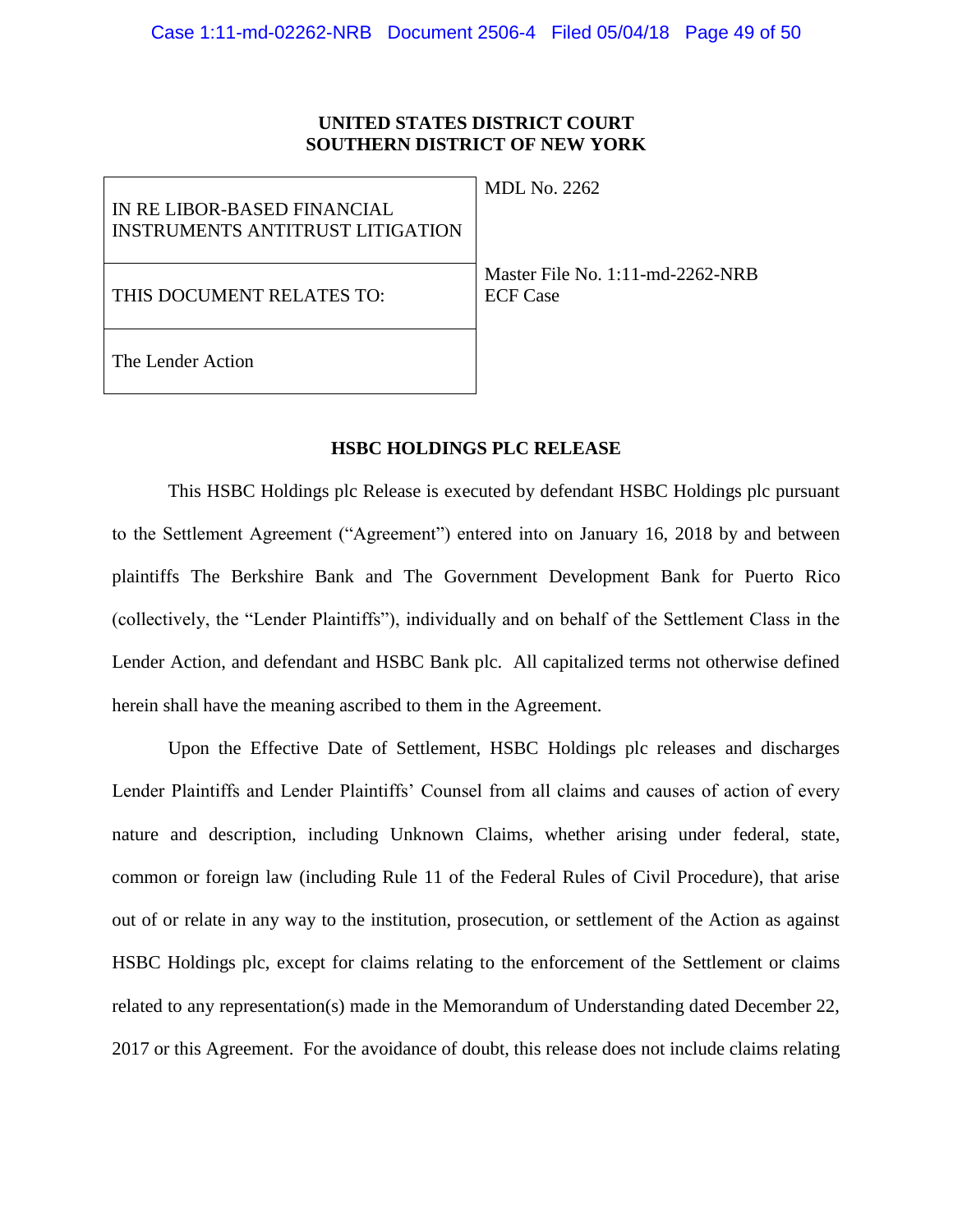**UNITED STATES DISTRICT COURT**
**SOUTHERN DISTRICT OF NEW YORK**

| | |
|---|---|
| IN RE LIBOR-BASED FINANCIAL INSTRUMENTS ANTITRUST LITIGATION | MDL No. 2262 |
| THIS DOCUMENT RELATES TO: | Master File No. 1:11-md-2262-NRB<br>ECF Case |
| The Lender Action | |

**HSBC HOLDINGS PLC RELEASE**

This HSBC Holdings plc Release is executed by defendant HSBC Holdings plc pursuant to the Settlement Agreement ("Agreement") entered into on January 16, 2018 by and between plaintiffs The Berkshire Bank and The Government Development Bank for Puerto Rico (collectively, the "Lender Plaintiffs"), individually and on behalf of the Settlement Class in the Lender Action, and defendant and HSBC Bank plc. All capitalized terms not otherwise defined herein shall have the meaning ascribed to them in the Agreement.

Upon the Effective Date of Settlement, HSBC Holdings plc releases and discharges Lender Plaintiffs and Lender Plaintiffs' Counsel from all claims and causes of action of every nature and description, including Unknown Claims, whether arising under federal, state, common or foreign law (including Rule 11 of the Federal Rules of Civil Procedure), that arise out of or relate in any way to the institution, prosecution, or settlement of the Action as against HSBC Holdings plc, except for claims relating to the enforcement of the Settlement or claims related to any representation(s) made in the Memorandum of Understanding dated December 22, 2017 or this Agreement. For the avoidance of doubt, this release does not include claims relating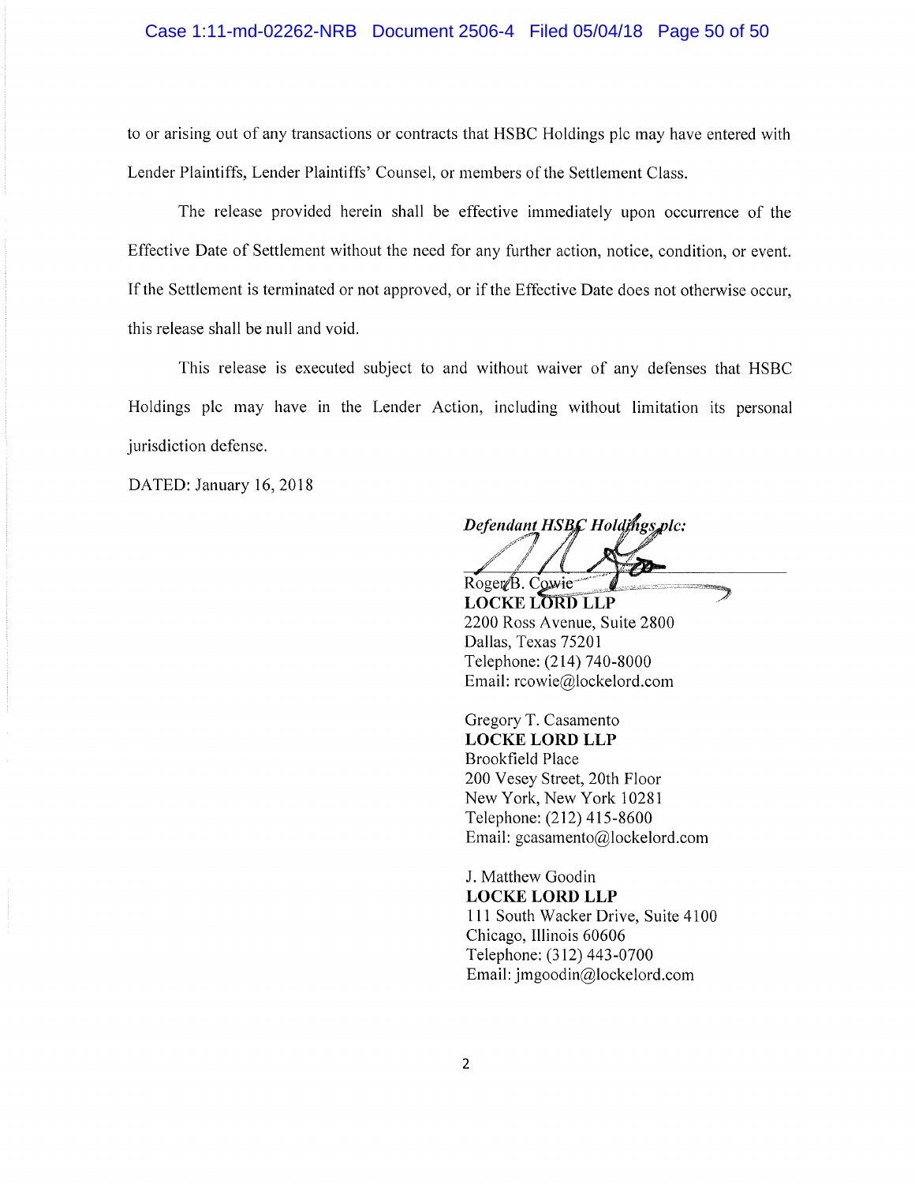to or arising out of any transactions or contracts that HSBC Holdings plc may have entered with Lender Plaintiffs, Lender Plaintiffs' Counsel, or members of the Settlement Class.

The release provided herein shall be effective immediately upon occurrence of the Effective Date of Settlement without the need for any further action, notice, condition, or event. If the Settlement is terminated or not approved, or if the Effective Date does not otherwise occur, this release shall be null and void.

This release is executed subject to and without waiver of any defenses that HSBC Holdings plc may have in the Lender Action, including without limitation its personal jurisdiction defense.

DATED: January 16, 2018

***Defendant HSBC Holdings plc:***

Roger B. Cowie
**LOCKE LORD LLP**
2200 Ross Avenue, Suite 2800
Dallas, Texas 75201
Telephone: (214) 740-8000
Email: rcowie@lockelord.com

Gregory T. Casamento
**LOCKE LORD LLP**
Brookfield Place
200 Vesey Street, 20th Floor
New York, New York 10281
Telephone: (212) 415-8600
Email: gcasamento@lockelord.com

J. Matthew Goodin
**LOCKE LORD LLP**
111 South Wacker Drive, Suite 4100
Chicago, Illinois 60606
Telephone: (312) 443-0700
Email: jmgoodin@lockelord.com